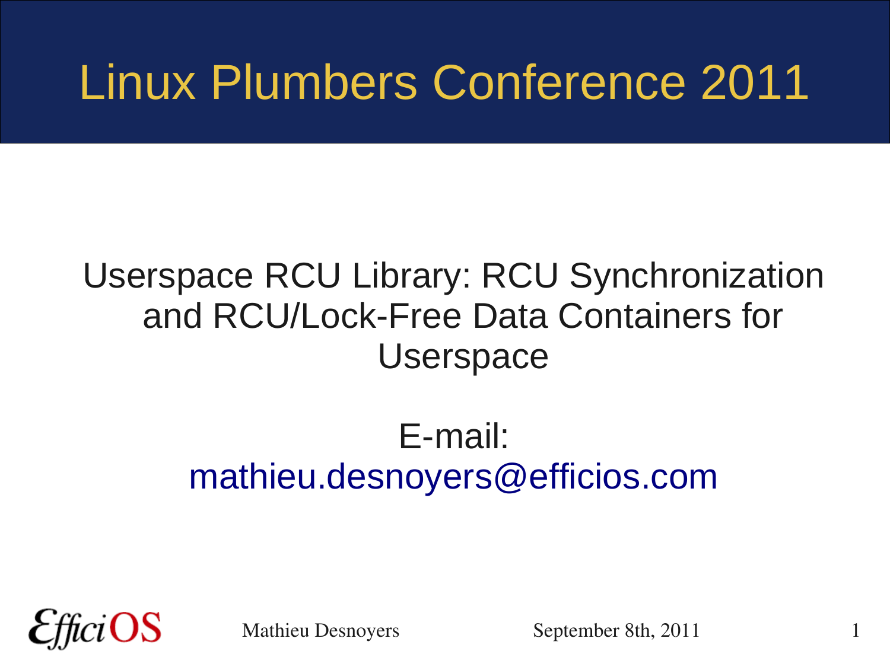# Linux Plumbers Conference 2011

## Userspace RCU Library: RCU Synchronization and RCU/Lock-Free Data Containers for Userspace

E-mail:
mathieu.desnoyers@efficios.com

EfficiOS

Mathieu Desnoyers

September 8th, 2011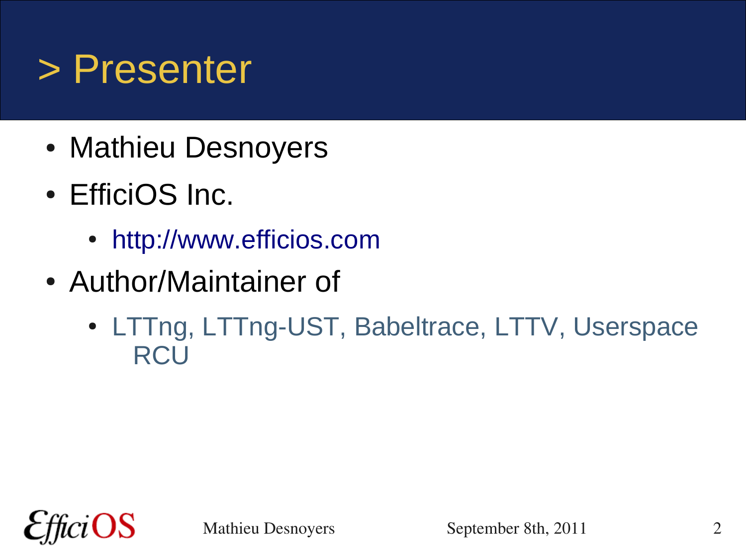# > Presenter

- Mathieu Desnoyers
- EfficiOS Inc.
  - http://www.efficios.com
- Author/Maintainer of
  - LTTng, LTTng-UST, Babeltrace, LTTV, Userspace RCU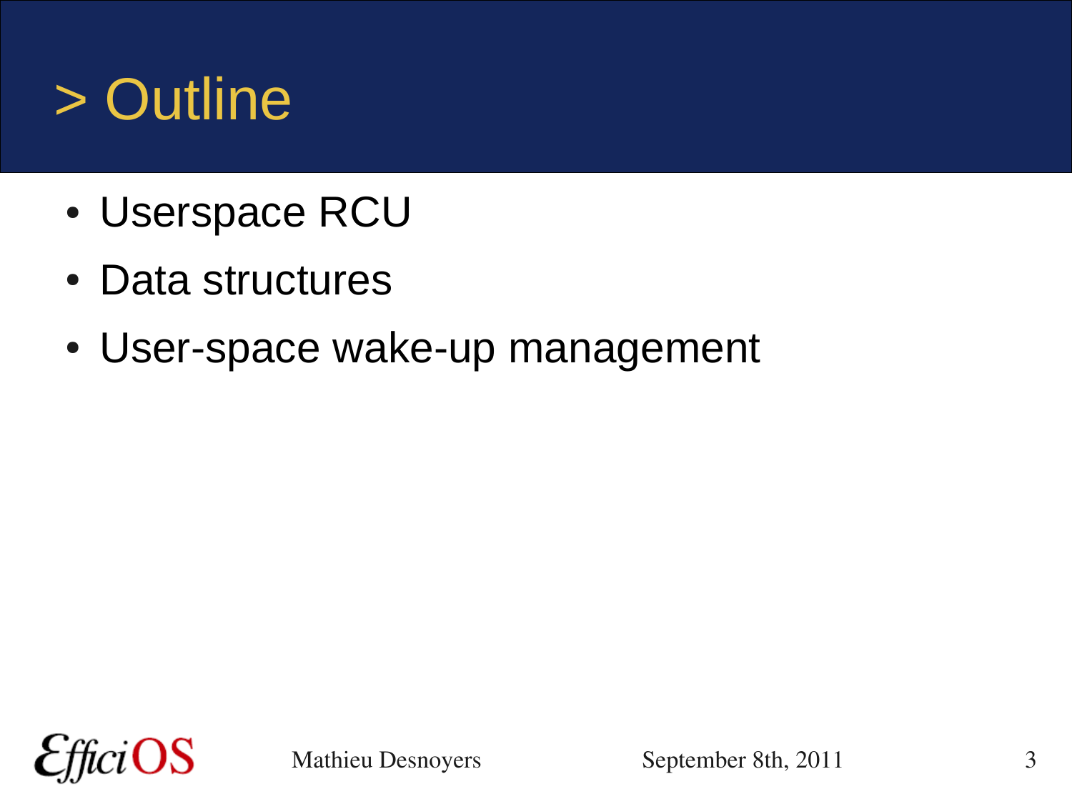# > Outline

- Userspace RCU
- Data structures
- User-space wake-up management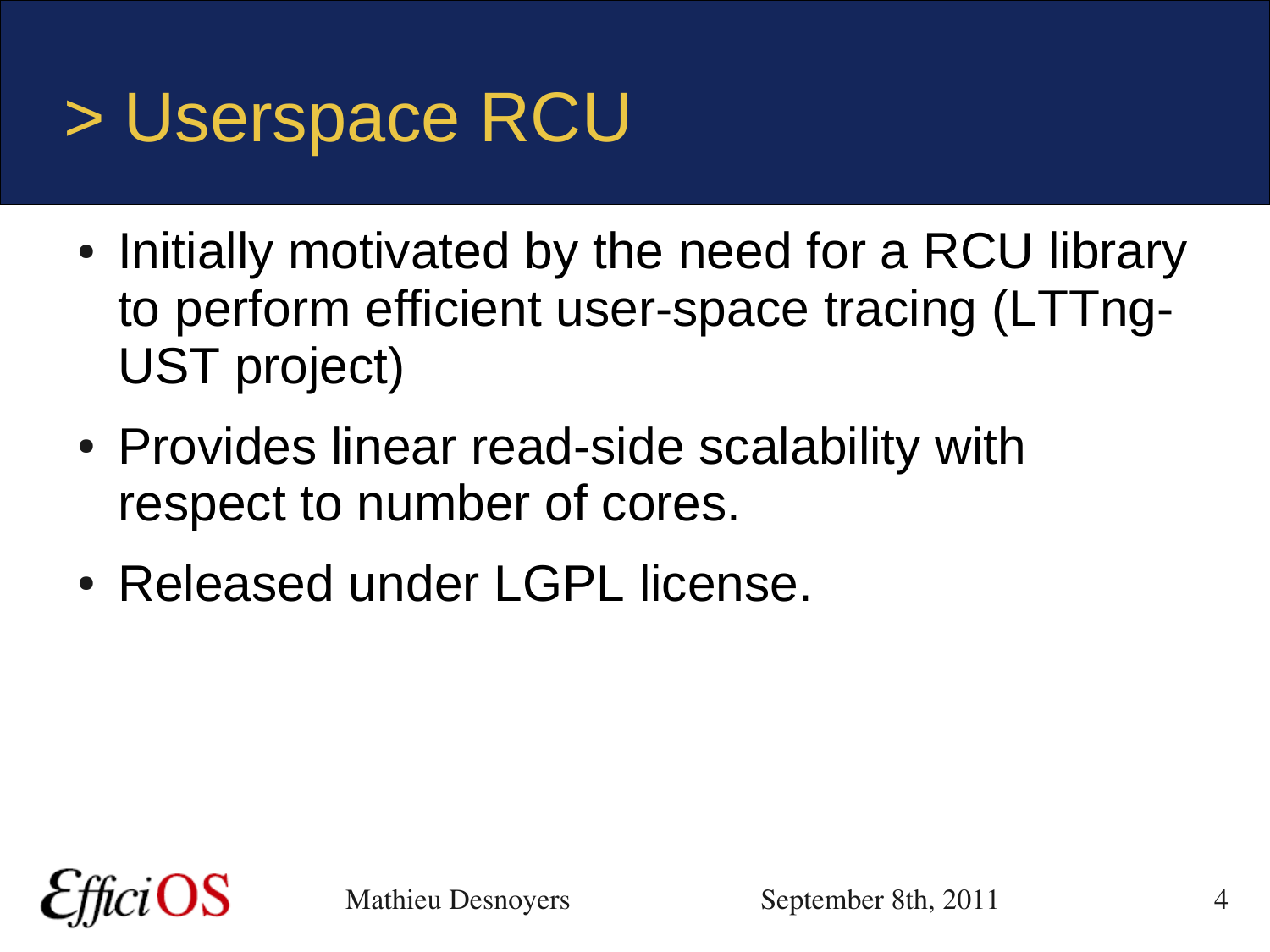# > Userspace RCU

- Initially motivated by the need for a RCU library to perform efficient user-space tracing (LTTng-UST project)
- Provides linear read-side scalability with respect to number of cores.
- Released under LGPL license.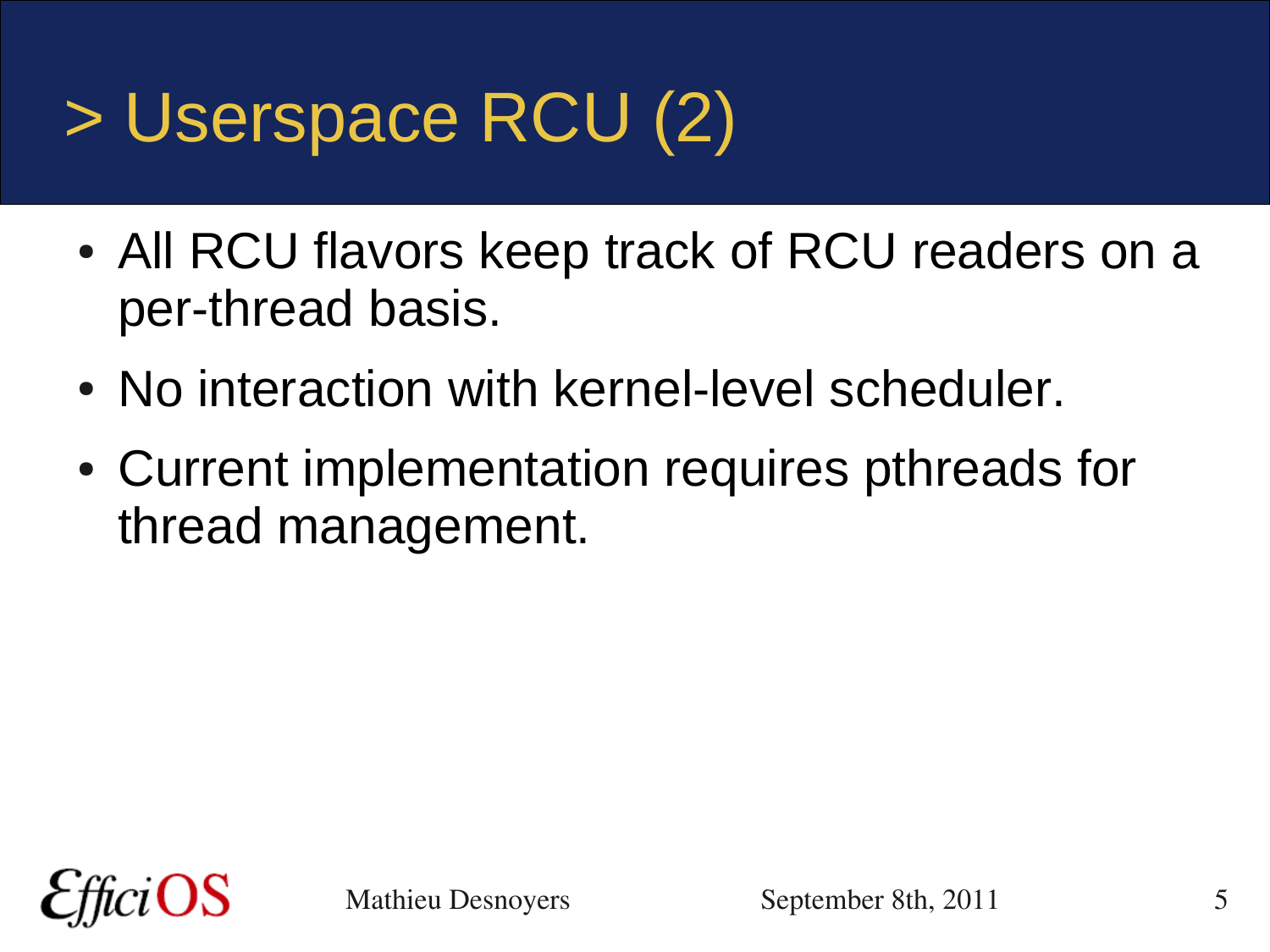# > Userspace RCU (2)

- All RCU flavors keep track of RCU readers on a per-thread basis.
- No interaction with kernel-level scheduler.
- Current implementation requires pthreads for thread management.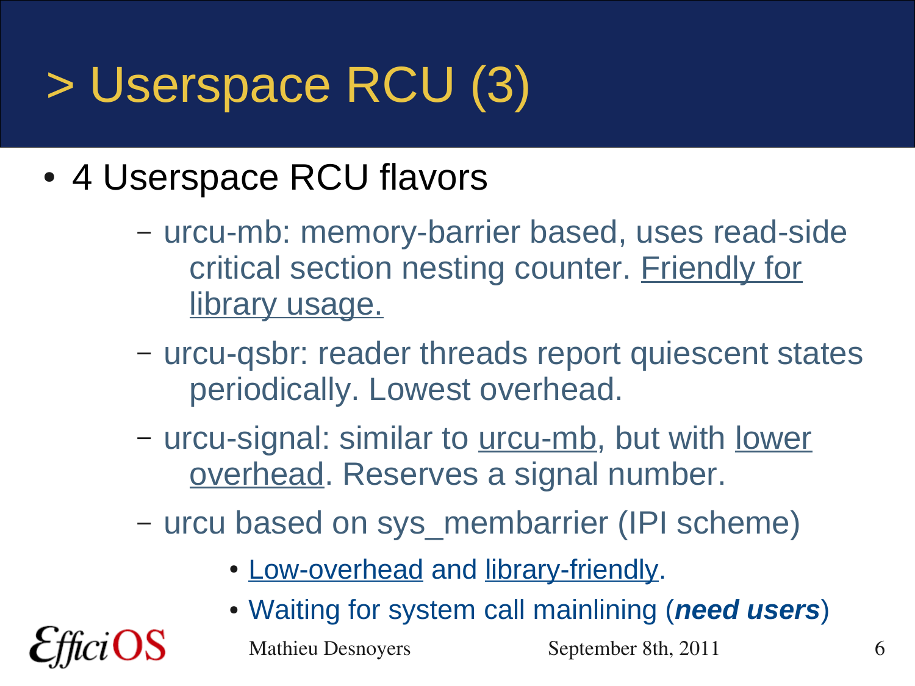# > Userspace RCU (3)

- 4 Userspace RCU flavors
  - urcu-mb: memory-barrier based, uses read-side critical section nesting counter. <u>Friendly for library usage.</u>
  - urcu-qsbr: reader threads report quiescent states periodically. Lowest overhead.
  - urcu-signal: similar to <u>urcu-mb</u>, but with <u>lower overhead</u>. Reserves a signal number.
  - urcu based on sys_membarrier (IPI scheme)
    - <u>Low-overhead</u> and <u>library-friendly</u>.
    - Waiting for system call mainlining (***need users***)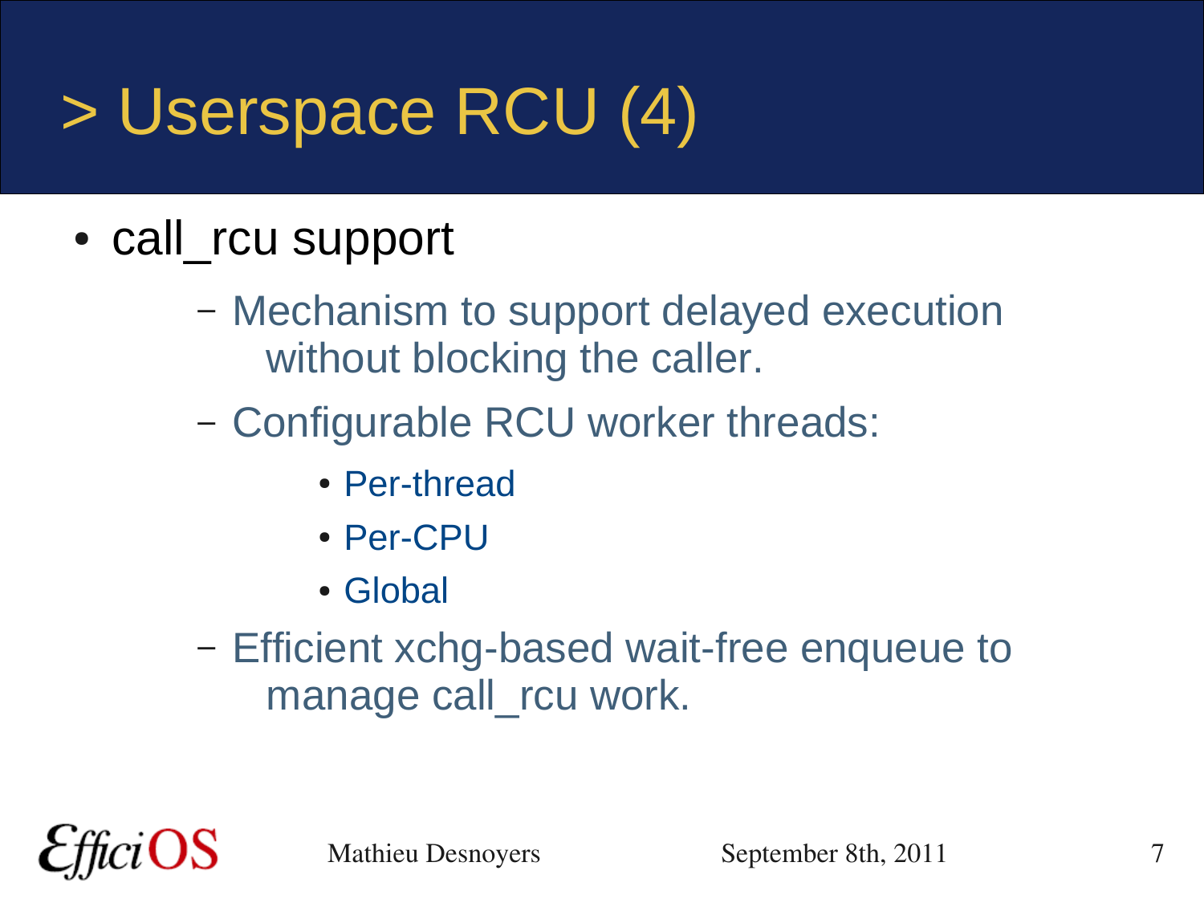# > Userspace RCU (4)

- call_rcu support
  - Mechanism to support delayed execution without blocking the caller.
  - Configurable RCU worker threads:
    - Per-thread
    - Per-CPU
    - Global
  - Efficient xchg-based wait-free enqueue to manage call_rcu work.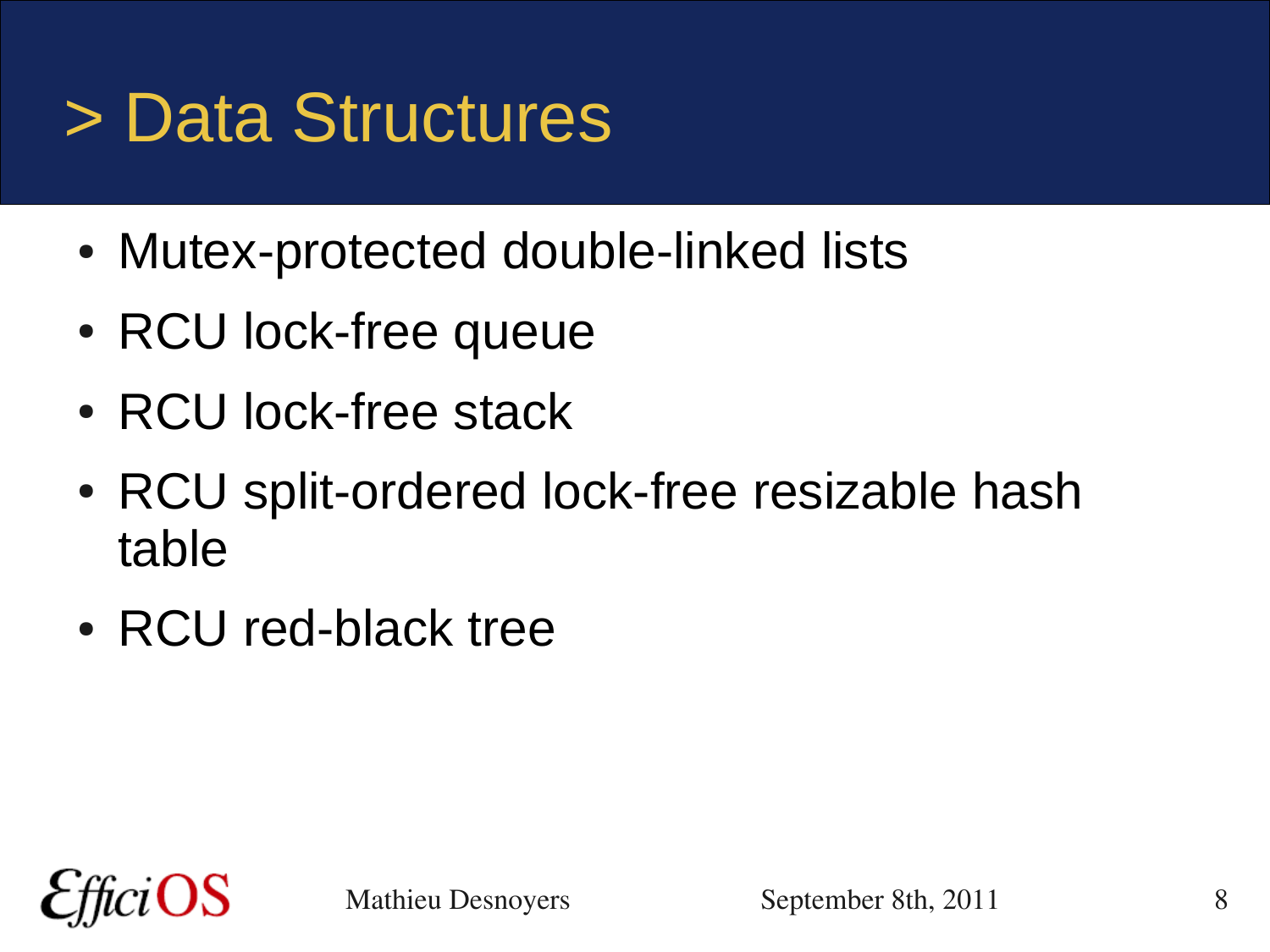# > Data Structures

- Mutex-protected double-linked lists
- RCU lock-free queue
- RCU lock-free stack
- RCU split-ordered lock-free resizable hash table
- RCU red-black tree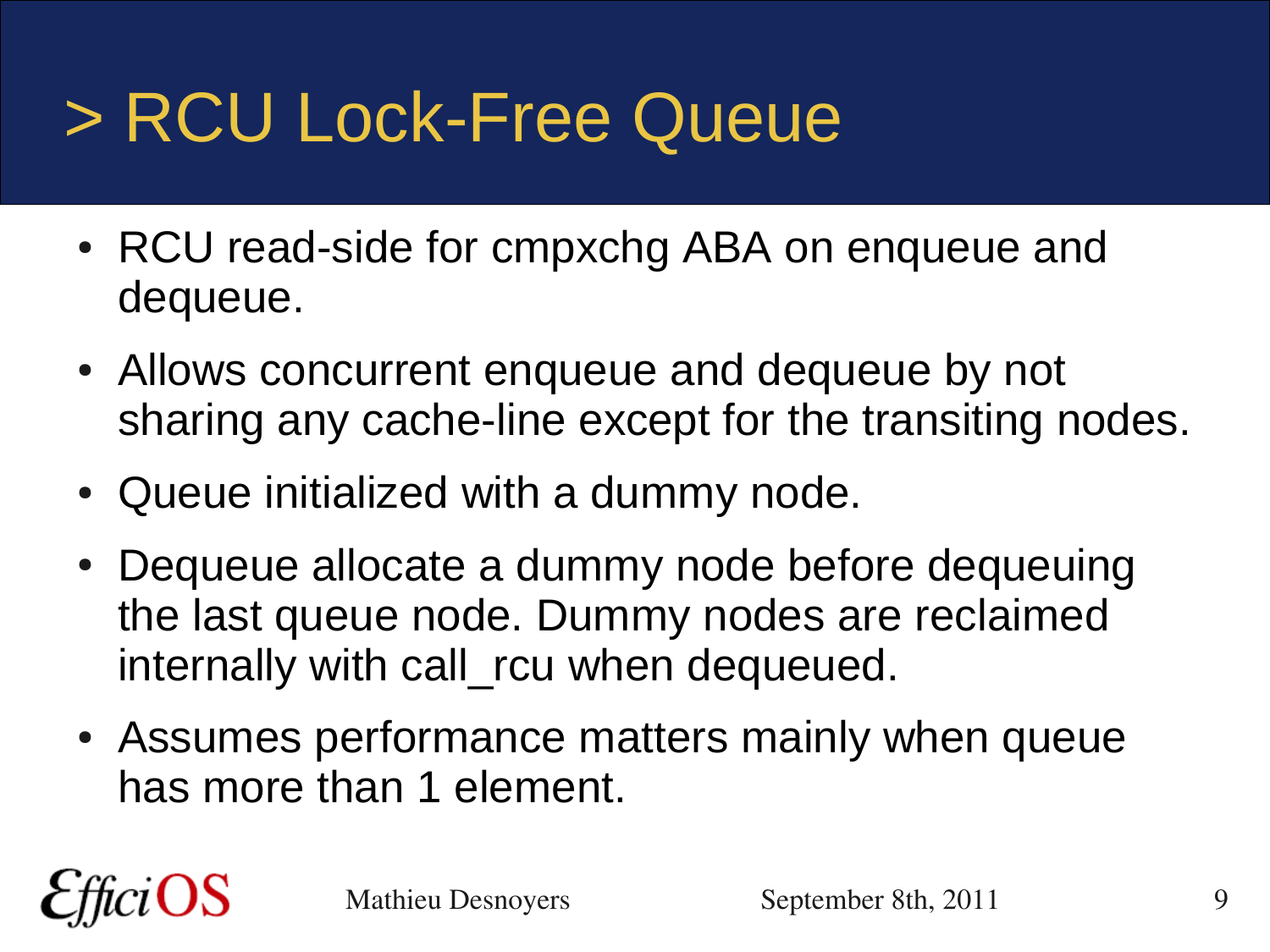# > RCU Lock-Free Queue

- RCU read-side for cmpxchg ABA on enqueue and dequeue.
- Allows concurrent enqueue and dequeue by not sharing any cache-line except for the transiting nodes.
- Queue initialized with a dummy node.
- Dequeue allocate a dummy node before dequeuing the last queue node. Dummy nodes are reclaimed internally with call_rcu when dequeued.
- Assumes performance matters mainly when queue has more than 1 element.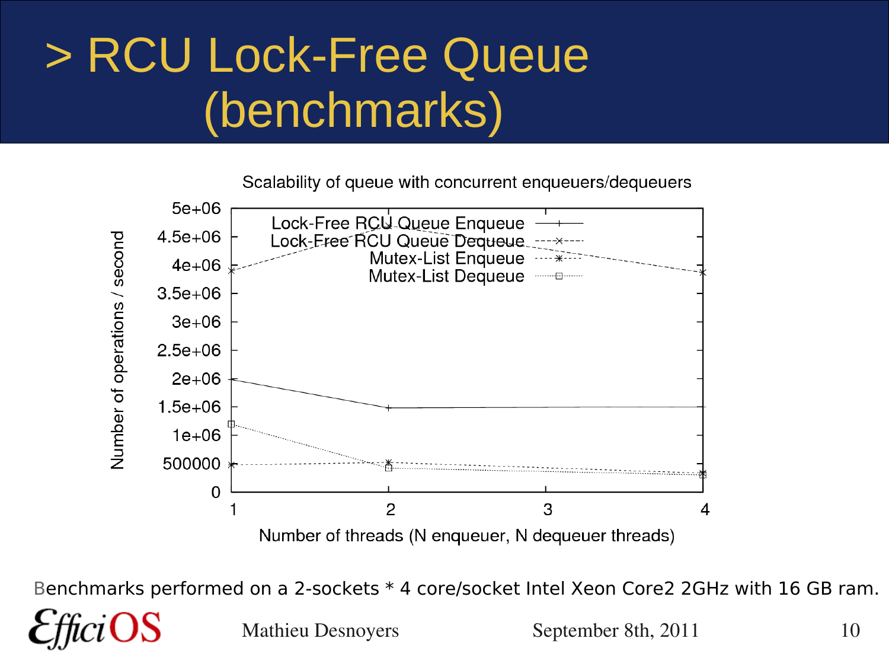# > RCU Lock-Free Queue (benchmarks)

Scalability of queue with concurrent enqueuers/dequeuers

Benchmarks performed on a 2-sockets * 4 core/socket Intel Xeon Core2 2GHz with 16 GB ram.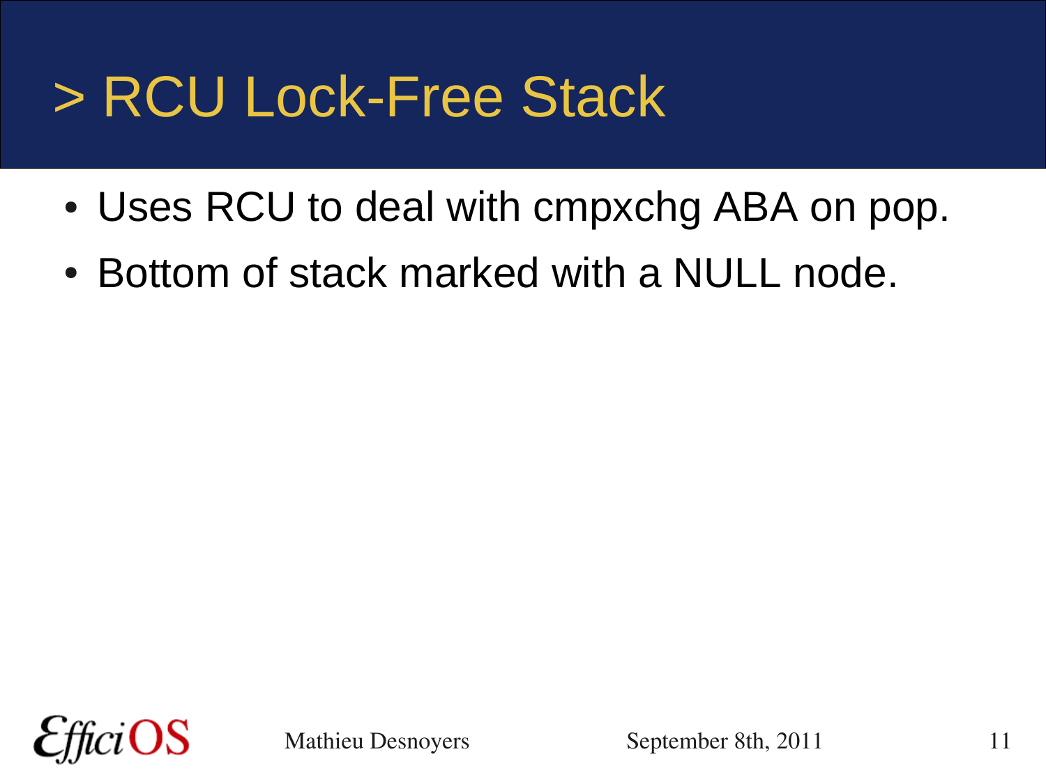# > RCU Lock-Free Stack

- Uses RCU to deal with cmpxchg ABA on pop.
- Bottom of stack marked with a NULL node.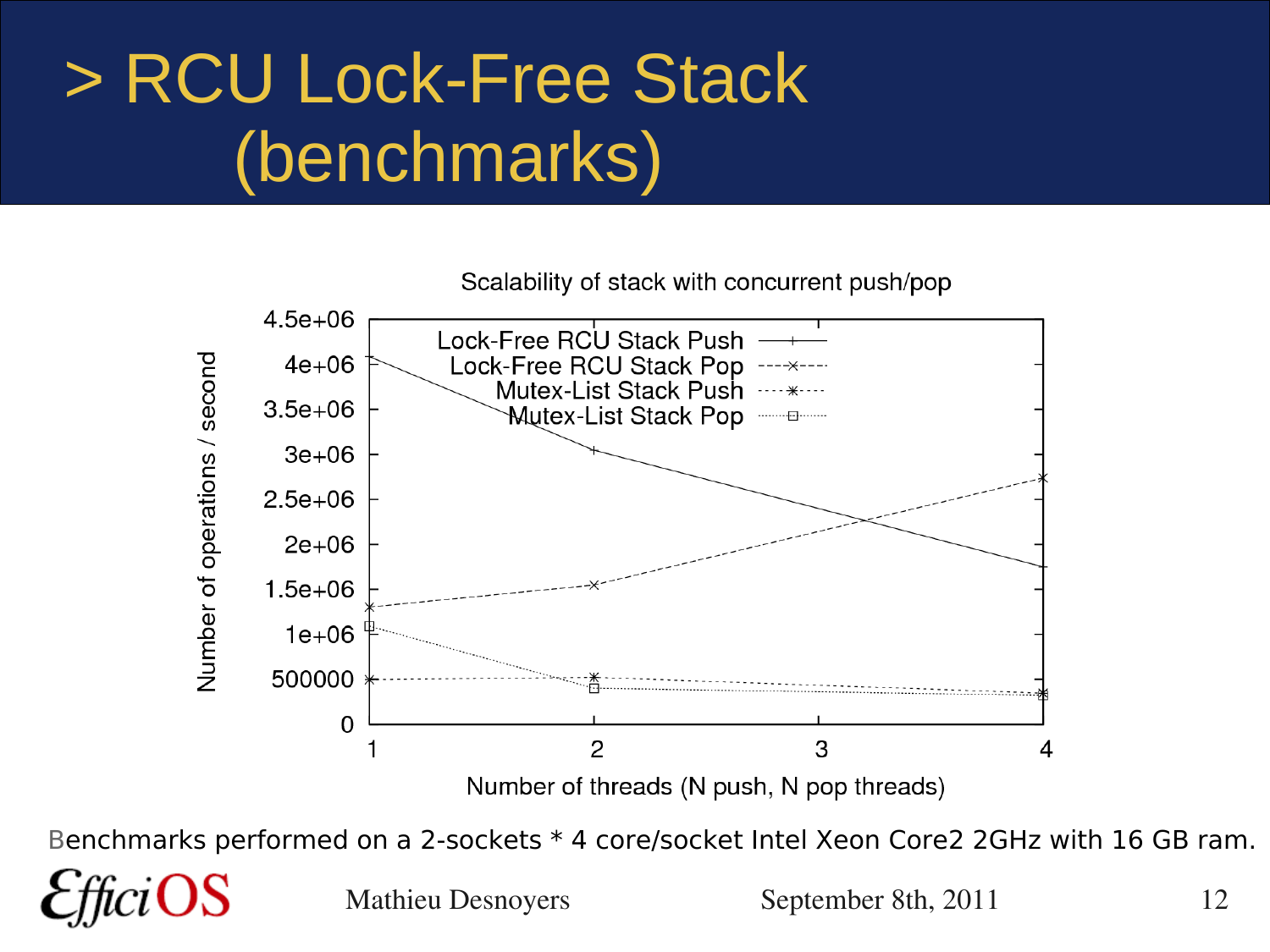# > RCU Lock-Free Stack (benchmarks)

Scalability of stack with concurrent push/pop

| Number of threads (N push, N pop threads) | Lock-Free RCU Stack Push | Lock-Free RCU Stack Pop | Mutex-List Stack Push | Mutex-List Stack Pop |
|---|---|---|---|---|
| 1 | ~4.1e+06 | ~1.3e+06 | ~500000 | ~1.1e+06 |
| 2 | ~3.05e+06 | ~1.55e+06 | ~520000 | ~400000 |
| 4 | ~1.75e+06 | ~2.75e+06 | ~340000 | ~320000 |

Y axis: Number of operations / second

Benchmarks performed on a 2-sockets * 4 core/socket Intel Xeon Core2 2GHz with 16 GB ram.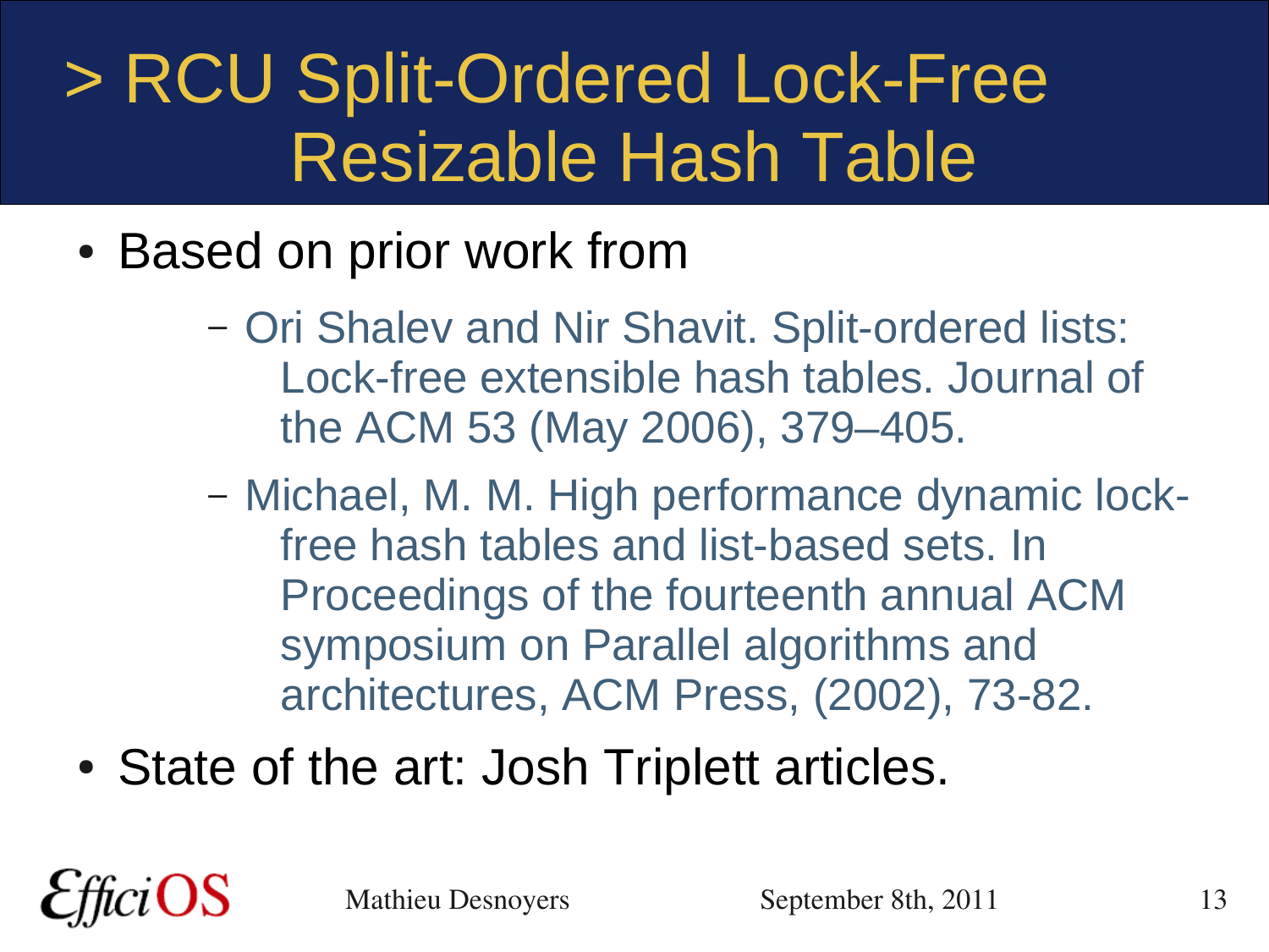# > RCU Split-Ordered Lock-Free Resizable Hash Table

- Based on prior work from
  - Ori Shalev and Nir Shavit. Split-ordered lists: Lock-free extensible hash tables. Journal of the ACM 53 (May 2006), 379–405.
  - Michael, M. M. High performance dynamic lock-free hash tables and list-based sets. In Proceedings of the fourteenth annual ACM symposium on Parallel algorithms and architectures, ACM Press, (2002), 73-82.
- State of the art: Josh Triplett articles.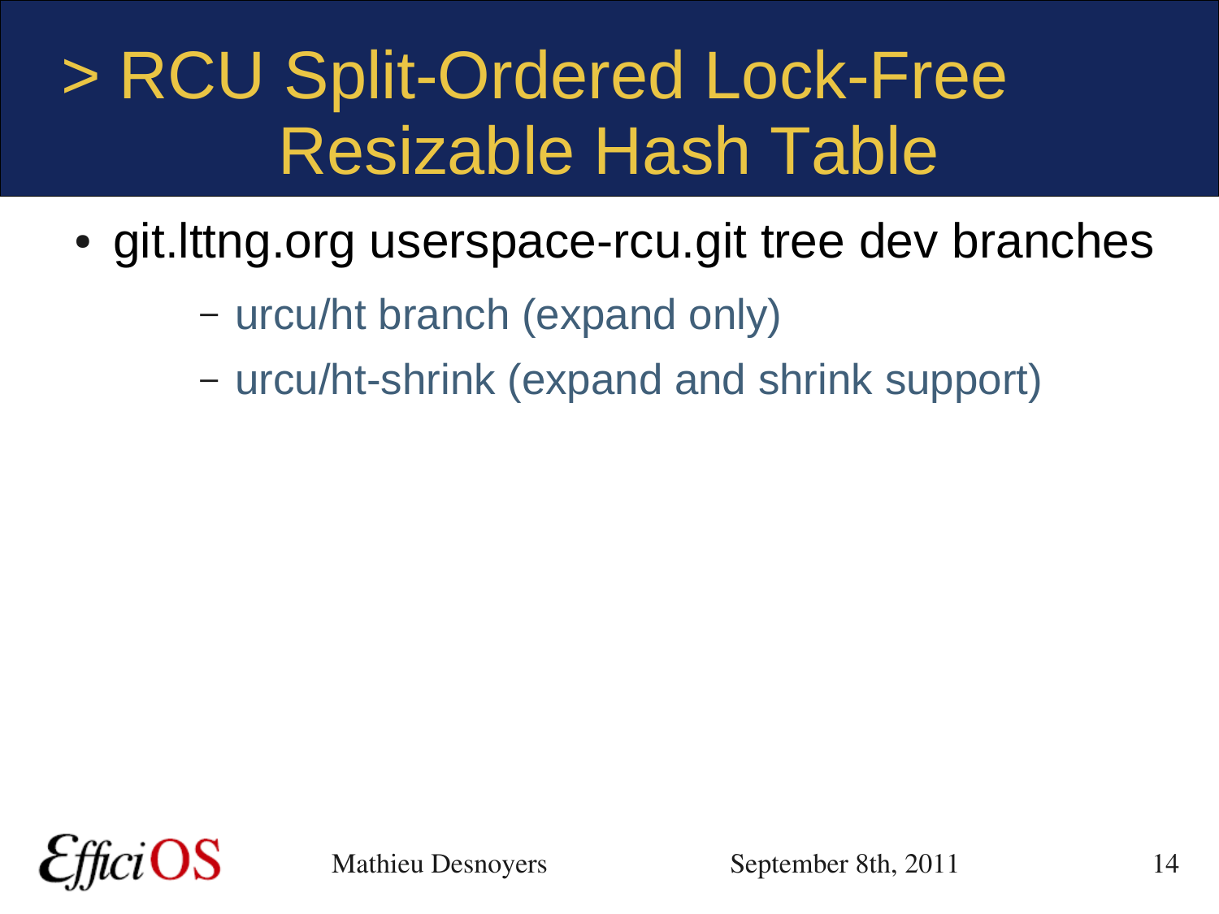# > RCU Split-Ordered Lock-Free Resizable Hash Table

- git.lttng.org userspace-rcu.git tree dev branches
  - urcu/ht branch (expand only)
  - urcu/ht-shrink (expand and shrink support)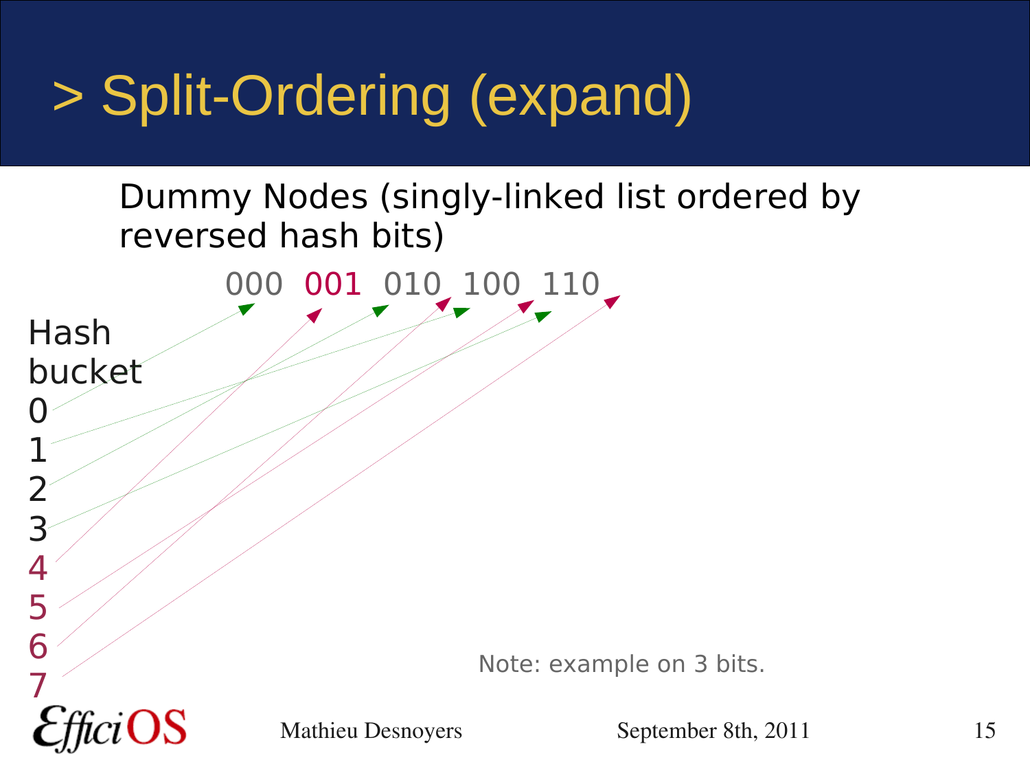# > Split-Ordering (expand)

Dummy Nodes (singly-linked list ordered by reversed hash bits)

000 001 010 100 110

Hash bucket

0
1
2
3
4
5
6
7

Note: example on 3 bits.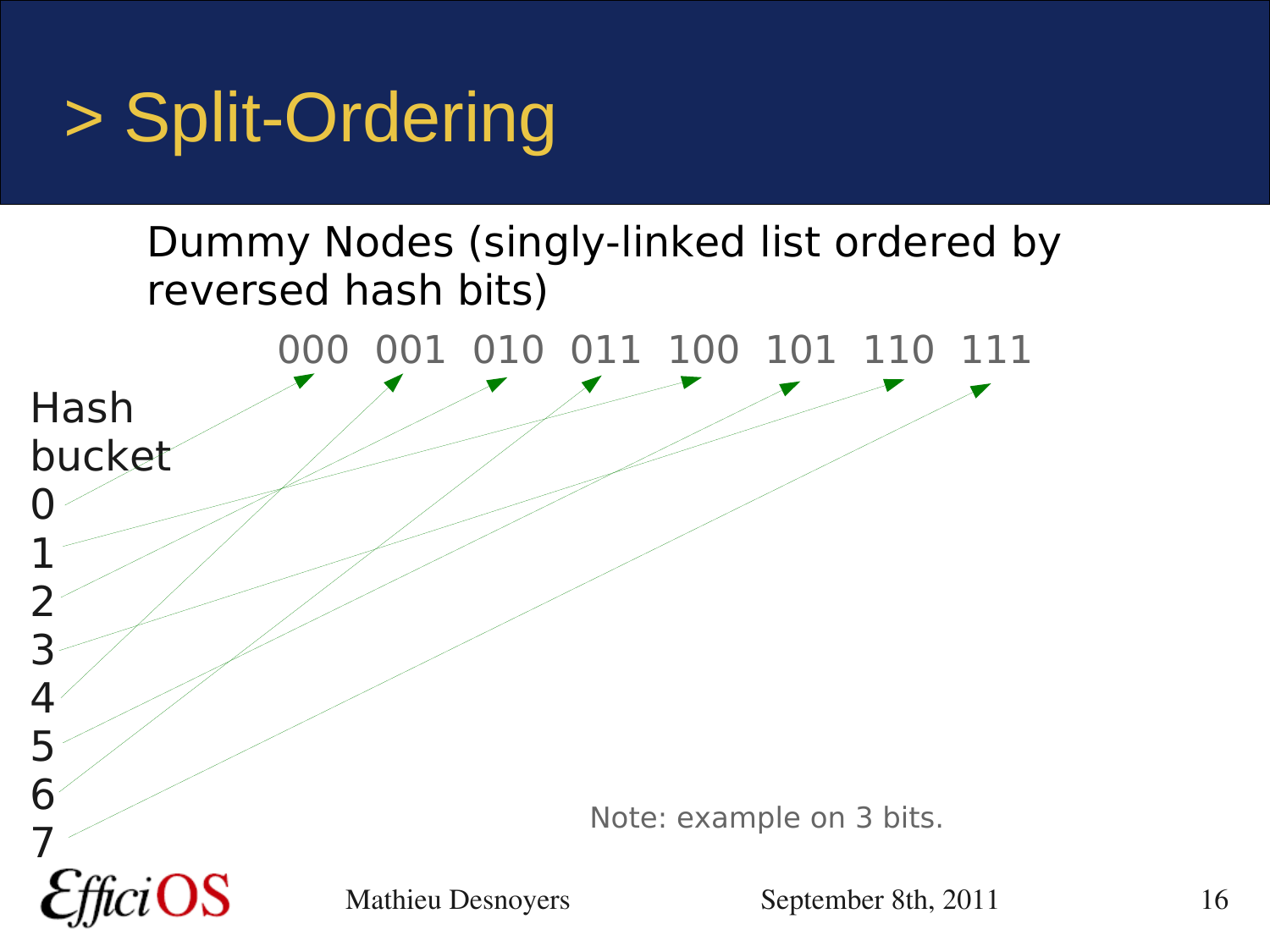# > Split-Ordering

Dummy Nodes (singly-linked list ordered by reversed hash bits)

000 001 010 011 100 101 110 111

Hash bucket

0
1
2
3
4
5
6
7

Note: example on 3 bits.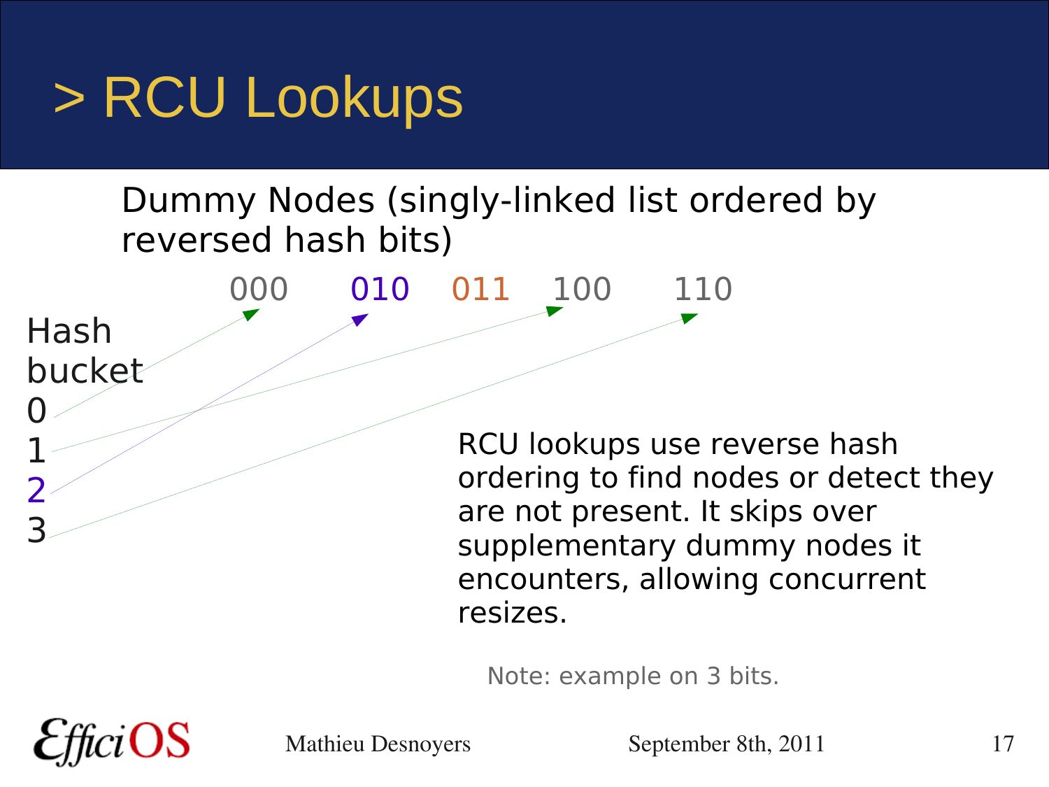# > RCU Lookups

Dummy Nodes (singly-linked list ordered by reversed hash bits)

000 010 011 100 110

Hash bucket

0
1
2
3

RCU lookups use reverse hash ordering to find nodes or detect they are not present. It skips over supplementary dummy nodes it encounters, allowing concurrent resizes.

Note: example on 3 bits.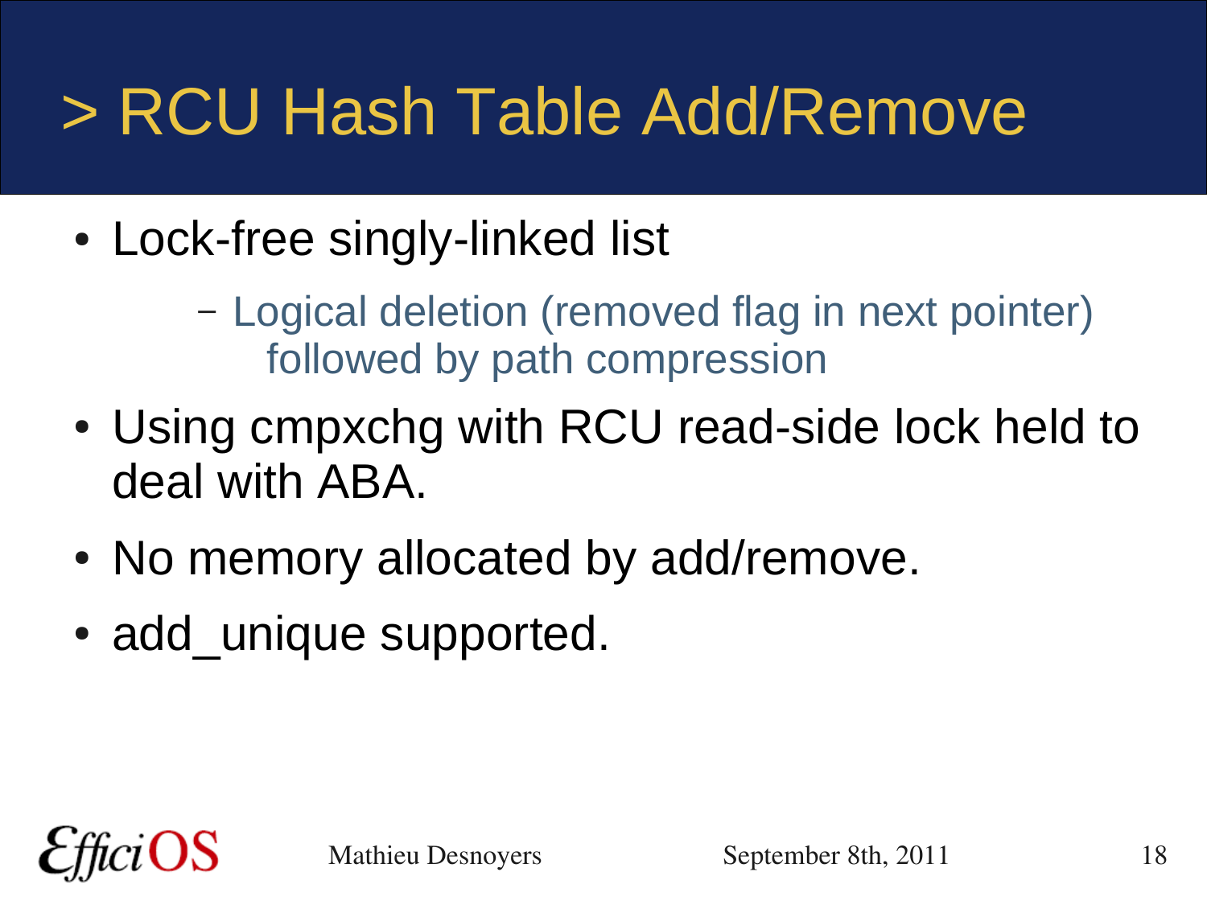# > RCU Hash Table Add/Remove

- Lock-free singly-linked list
  - Logical deletion (removed flag in next pointer) followed by path compression
- Using cmpxchg with RCU read-side lock held to deal with ABA.
- No memory allocated by add/remove.
- add_unique supported.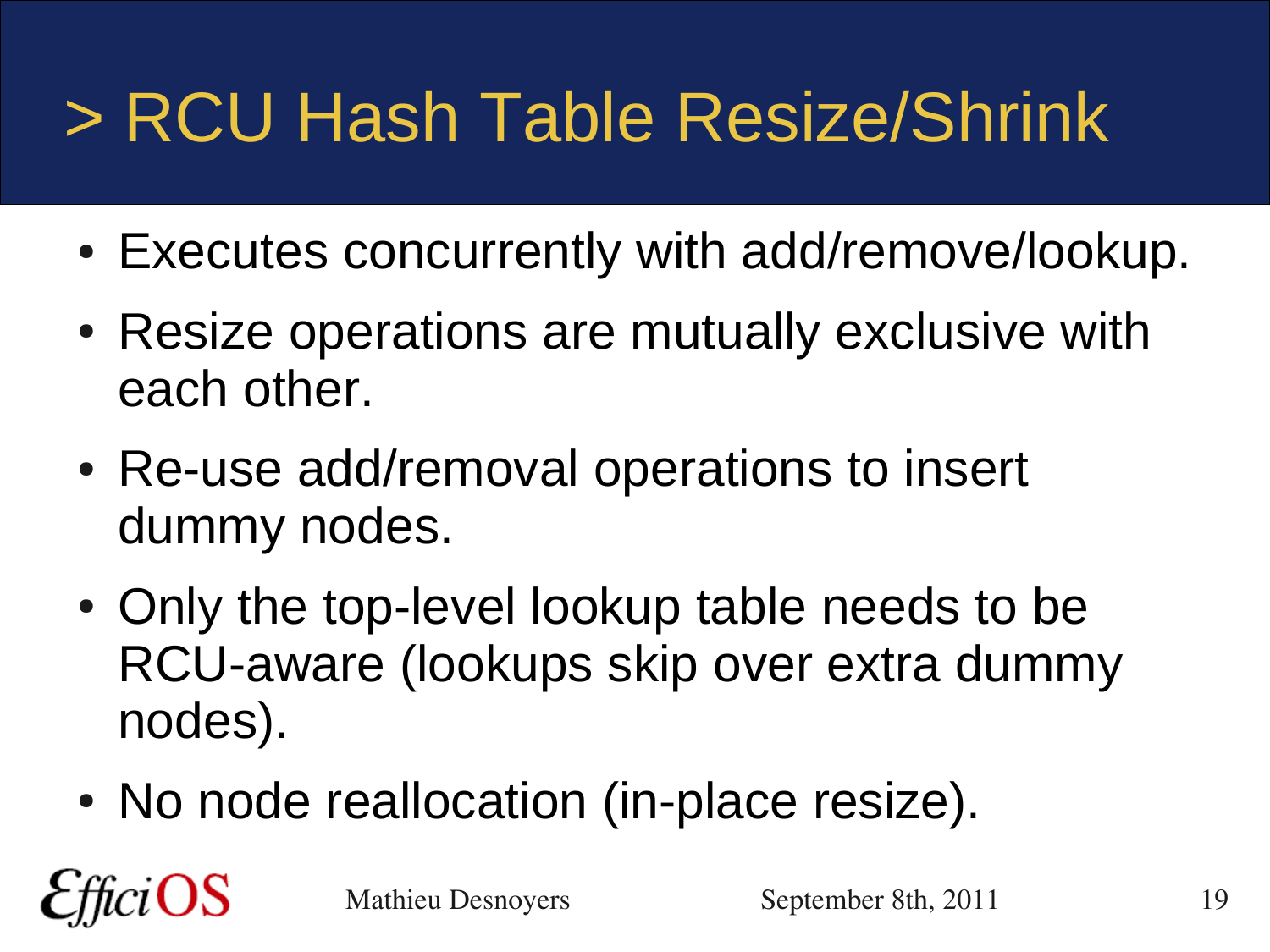# > RCU Hash Table Resize/Shrink

- Executes concurrently with add/remove/lookup.
- Resize operations are mutually exclusive with each other.
- Re-use add/removal operations to insert dummy nodes.
- Only the top-level lookup table needs to be RCU-aware (lookups skip over extra dummy nodes).
- No node reallocation (in-place resize).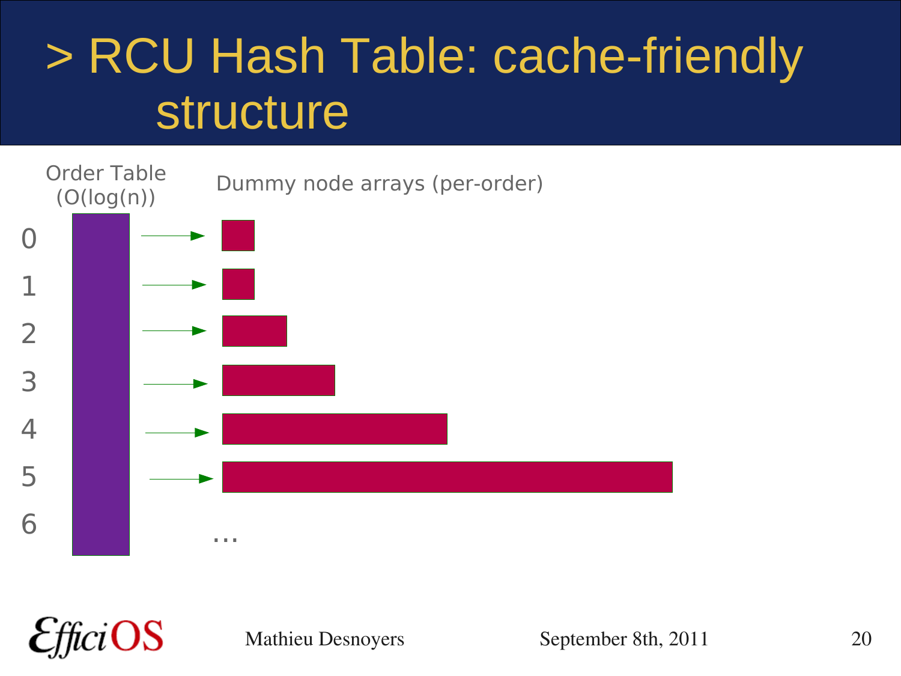# > RCU Hash Table: cache-friendly structure

Order Table (O(log(n))

Dummy node arrays (per-order)

0

1

2

3

4

5

6

...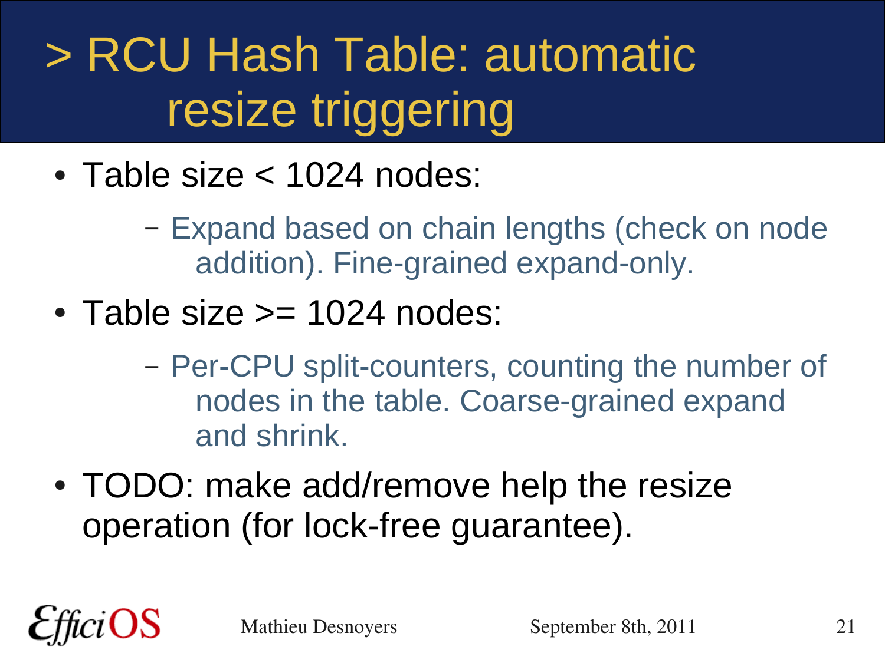# > RCU Hash Table: automatic resize triggering

- Table size < 1024 nodes:
  - Expand based on chain lengths (check on node addition). Fine-grained expand-only.
- Table size >= 1024 nodes:
  - Per-CPU split-counters, counting the number of nodes in the table. Coarse-grained expand and shrink.
- TODO: make add/remove help the resize operation (for lock-free guarantee).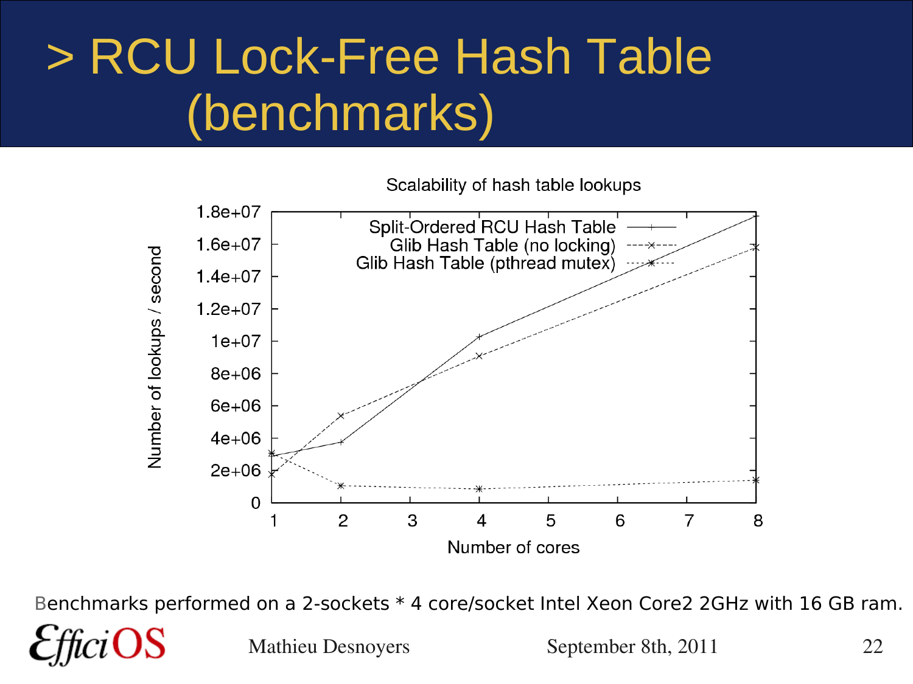# > RCU Lock-Free Hash Table (benchmarks)

Scalability of hash table lookups

Benchmarks performed on a 2-sockets * 4 core/socket Intel Xeon Core2 2GHz with 16 GB ram.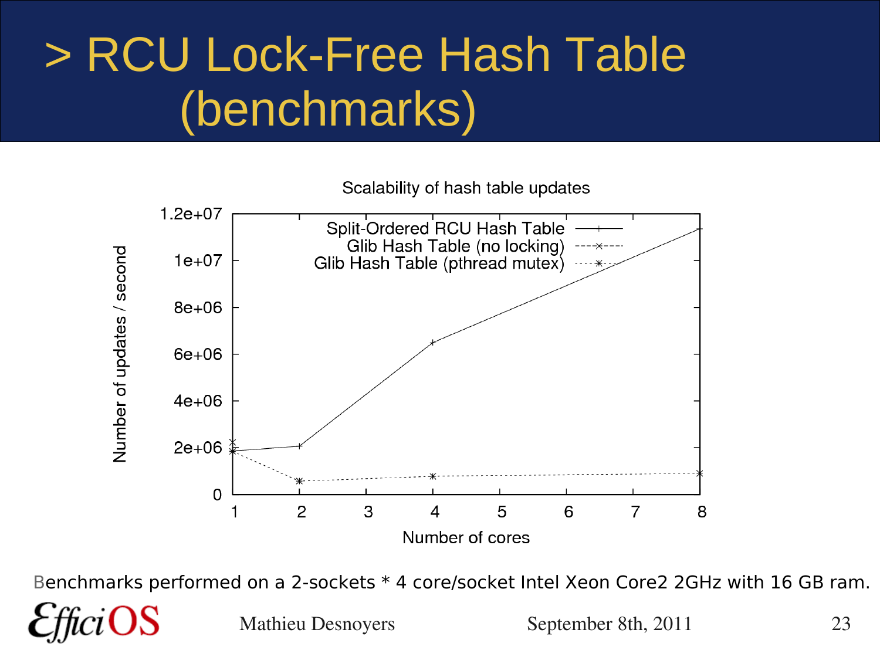# > RCU Lock-Free Hash Table (benchmarks)

Scalability of hash table updates

Number of updates / second

1.2e+07, 1e+07, 8e+06, 6e+06, 4e+06, 2e+06, 0

Number of cores

1 2 3 4 5 6 7 8

- Split-Ordered RCU Hash Table
- Glib Hash Table (no locking)
- Glib Hash Table (pthread mutex)

Benchmarks performed on a 2-sockets * 4 core/socket Intel Xeon Core2 2GHz with 16 GB ram.

EfficiOS Mathieu Desnoyers September 8th, 2011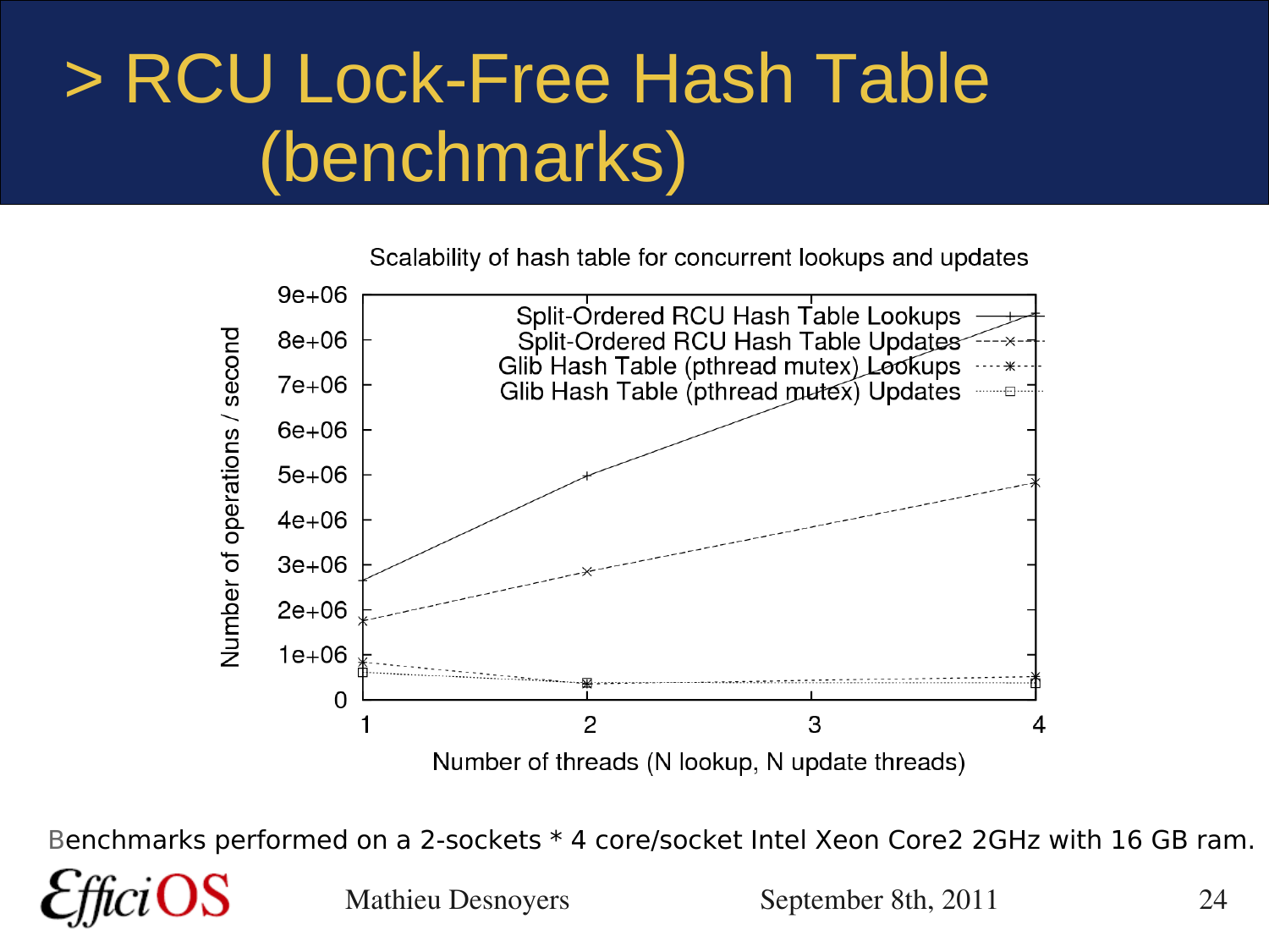# > RCU Lock-Free Hash Table (benchmarks)

Scalability of hash table for concurrent lookups and updates

Benchmarks performed on a 2-sockets * 4 core/socket Intel Xeon Core2 2GHz with 16 GB ram.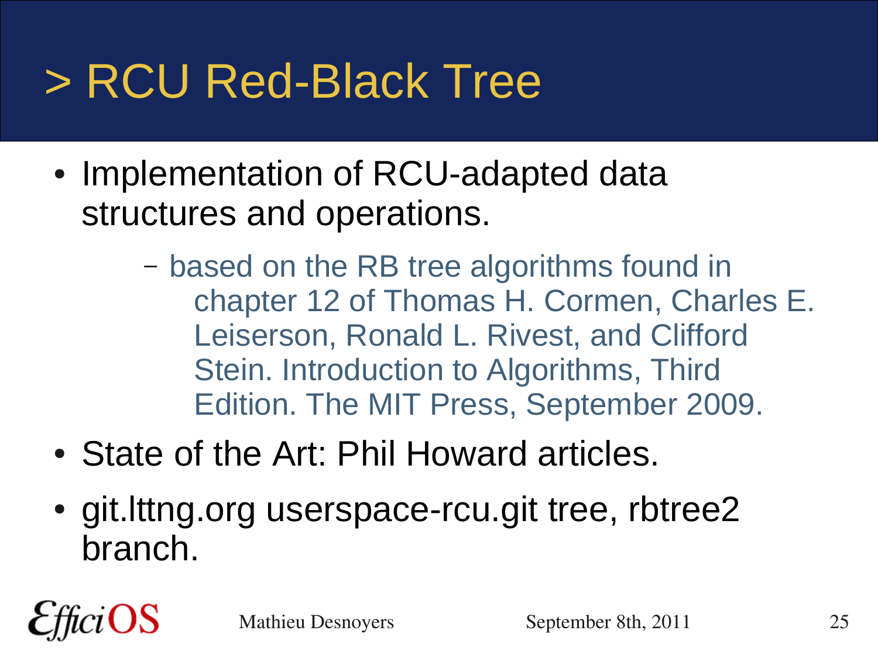# > RCU Red-Black Tree

- Implementation of RCU-adapted data structures and operations.
  - based on the RB tree algorithms found in chapter 12 of Thomas H. Cormen, Charles E. Leiserson, Ronald L. Rivest, and Clifford Stein. Introduction to Algorithms, Third Edition. The MIT Press, September 2009.
- State of the Art: Phil Howard articles.
- git.lttng.org userspace-rcu.git tree, rbtree2 branch.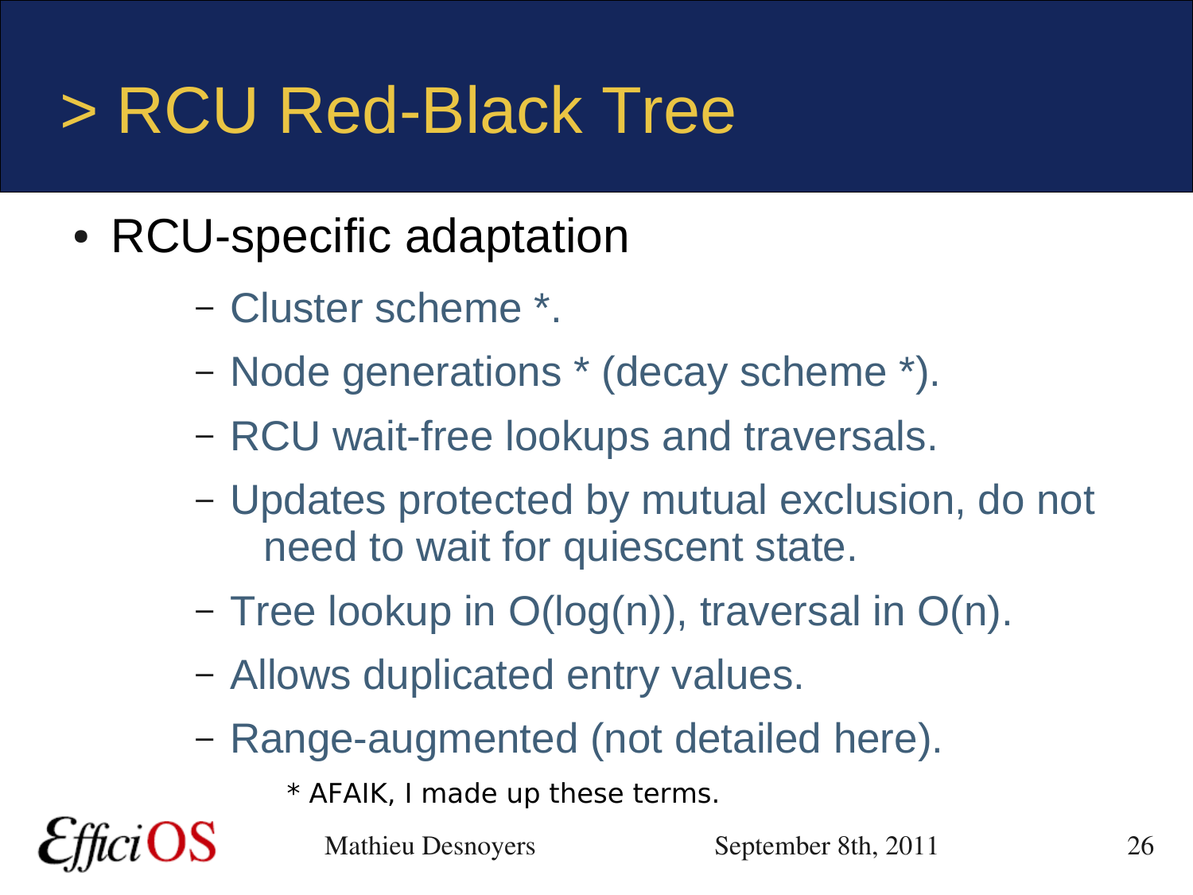# > RCU Red-Black Tree

- RCU-specific adaptation
  - Cluster scheme *.
  - Node generations * (decay scheme *).
  - RCU wait-free lookups and traversals.
  - Updates protected by mutual exclusion, do not need to wait for quiescent state.
  - Tree lookup in O(log(n)), traversal in O(n).
  - Allows duplicated entry values.
  - Range-augmented (not detailed here).

* AFAIK, I made up these terms.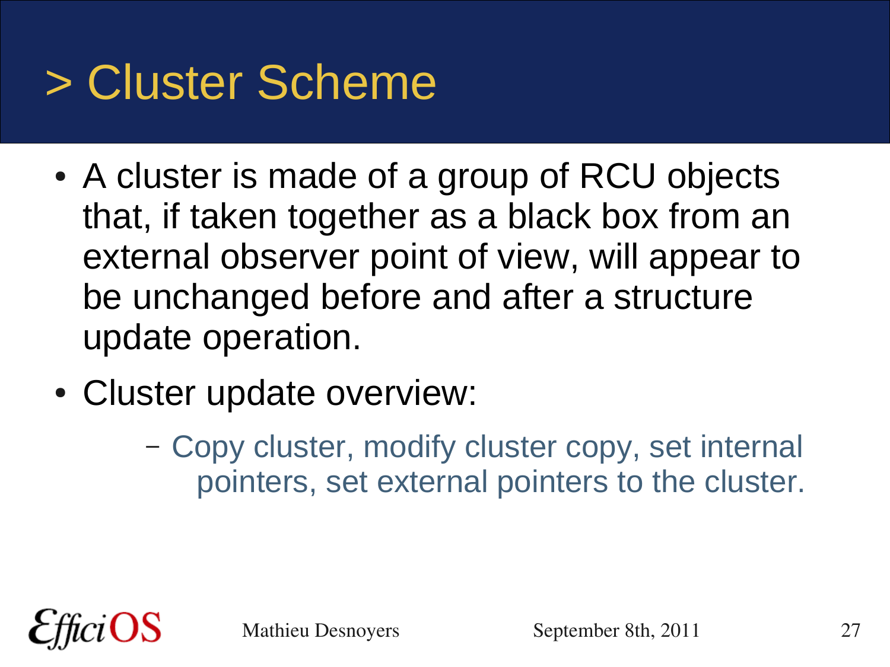# > Cluster Scheme

- A cluster is made of a group of RCU objects that, if taken together as a black box from an external observer point of view, will appear to be unchanged before and after a structure update operation.
- Cluster update overview:
  - Copy cluster, modify cluster copy, set internal pointers, set external pointers to the cluster.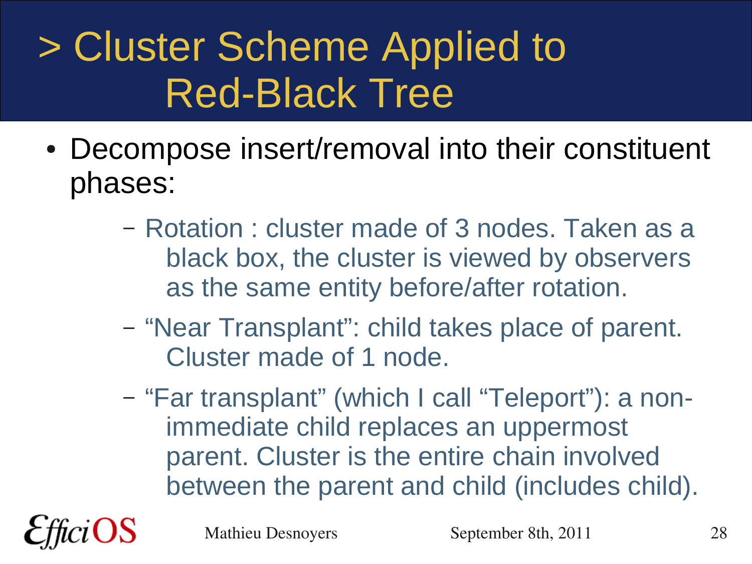# > Cluster Scheme Applied to Red-Black Tree

- Decompose insert/removal into their constituent phases:
  - Rotation : cluster made of 3 nodes. Taken as a black box, the cluster is viewed by observers as the same entity before/after rotation.
  - “Near Transplant”: child takes place of parent. Cluster made of 1 node.
  - “Far transplant” (which I call “Teleport”): a non-immediate child replaces an uppermost parent. Cluster is the entire chain involved between the parent and child (includes child).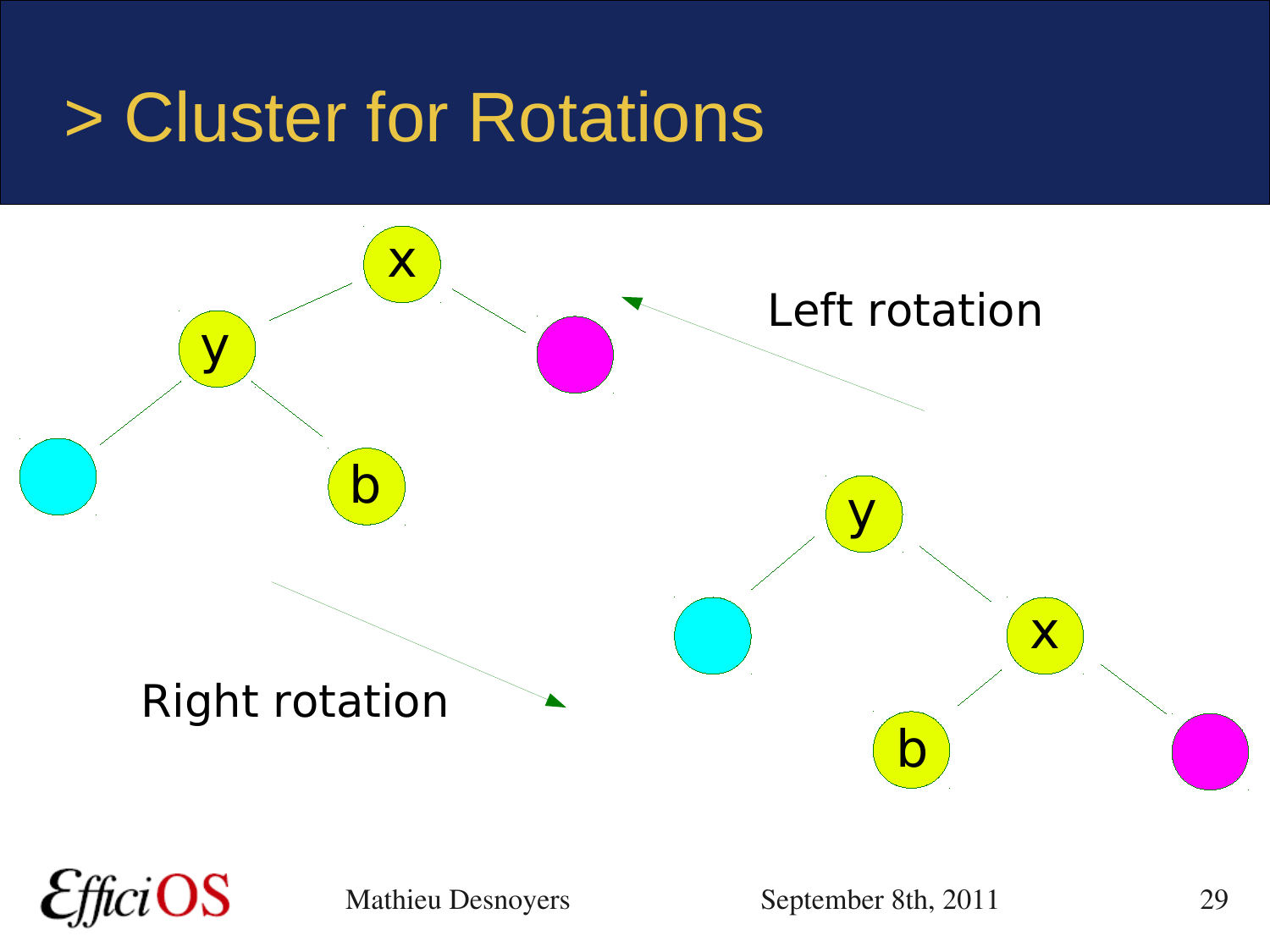# > Cluster for Rotations

Left rotation

Right rotation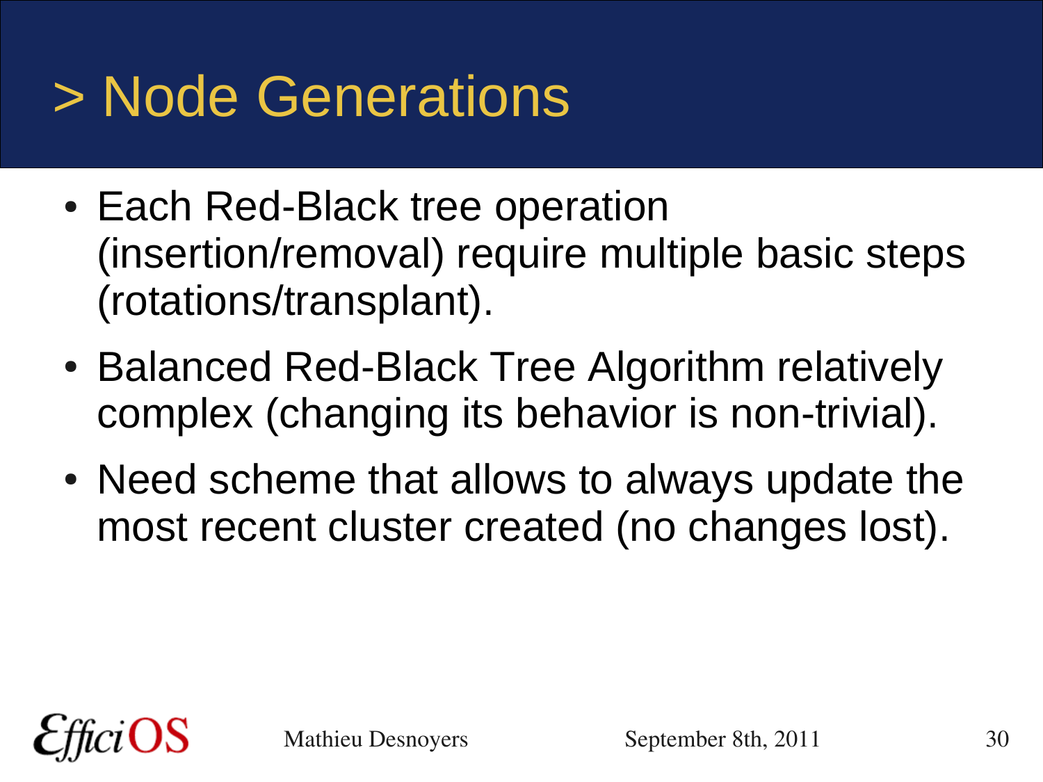# > Node Generations

- Each Red-Black tree operation (insertion/removal) require multiple basic steps (rotations/transplant).
- Balanced Red-Black Tree Algorithm relatively complex (changing its behavior is non-trivial).
- Need scheme that allows to always update the most recent cluster created (no changes lost).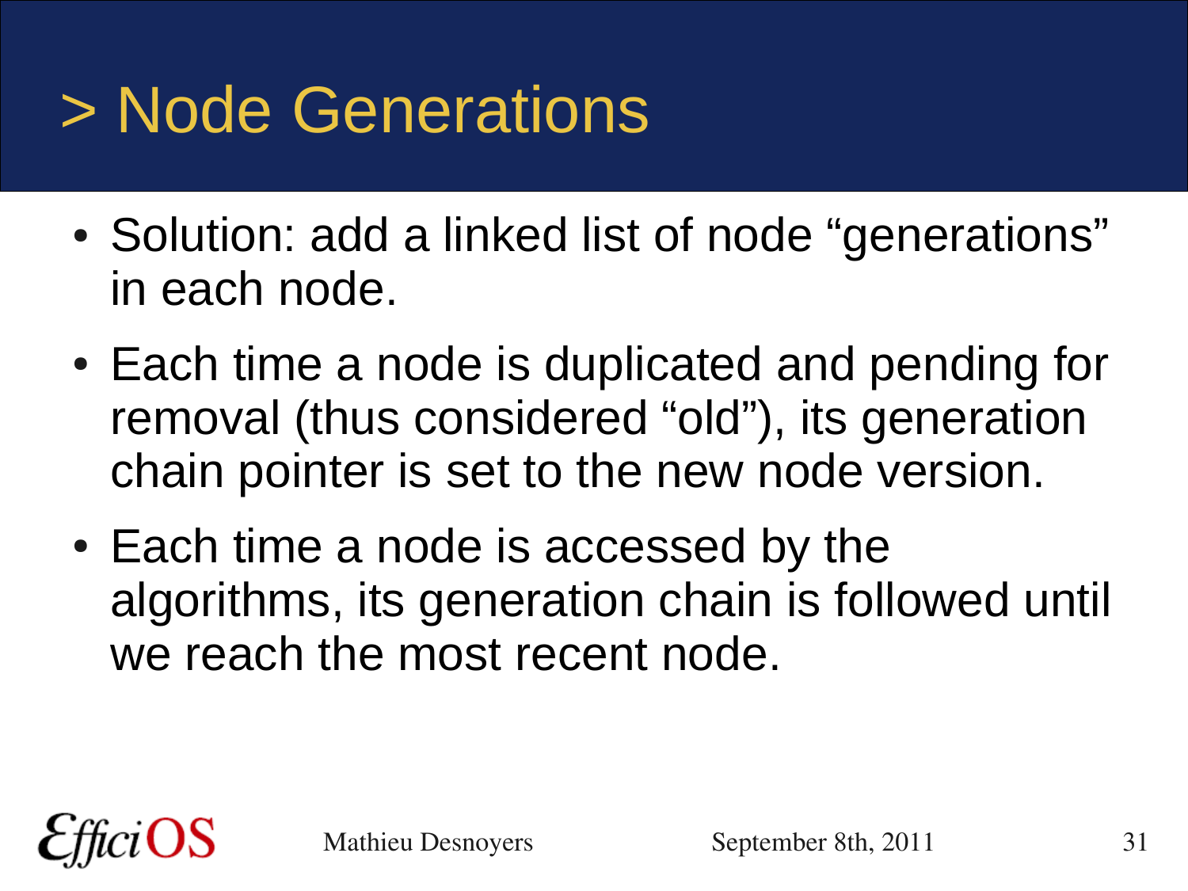# > Node Generations

- Solution: add a linked list of node “generations” in each node.
- Each time a node is duplicated and pending for removal (thus considered “old”), its generation chain pointer is set to the new node version.
- Each time a node is accessed by the algorithms, its generation chain is followed until we reach the most recent node.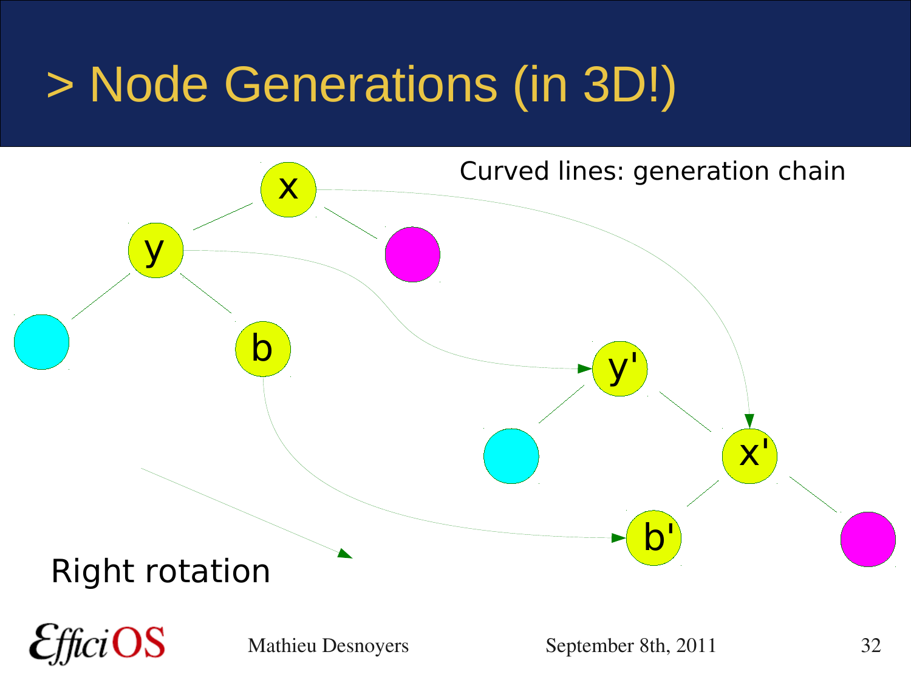# > Node Generations (in 3D!)

Curved lines: generation chain

x

y

b

y'

x'

b'

Right rotation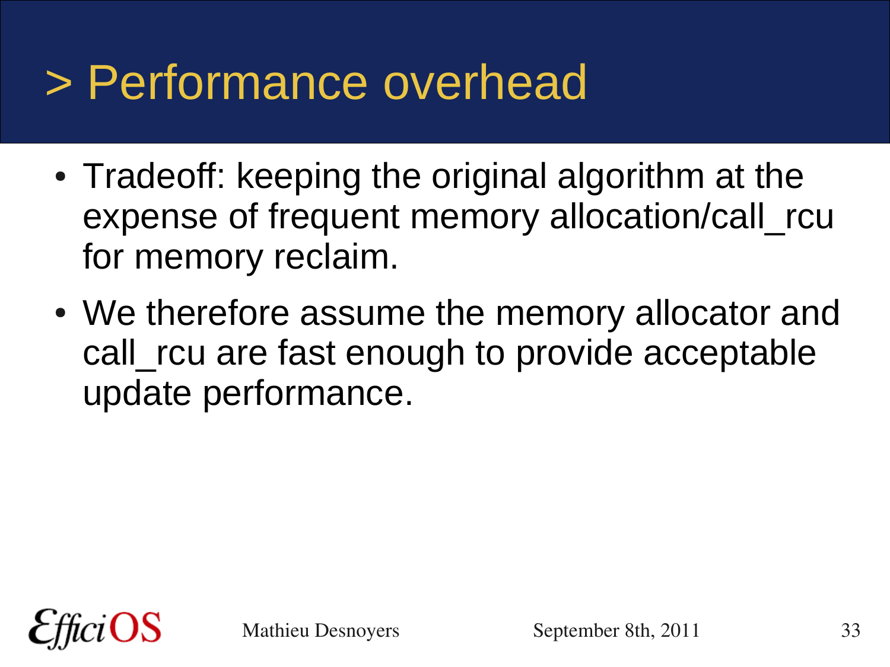# > Performance overhead

- Tradeoff: keeping the original algorithm at the expense of frequent memory allocation/call_rcu for memory reclaim.
- We therefore assume the memory allocator and call_rcu are fast enough to provide acceptable update performance.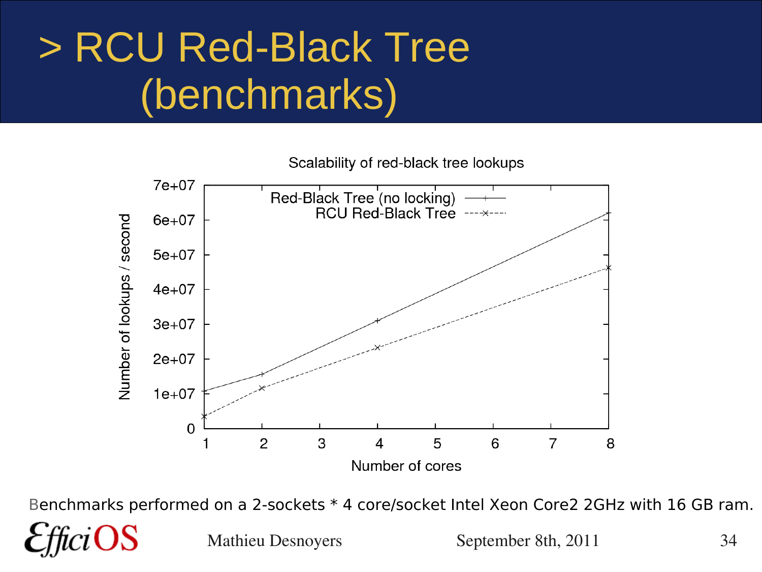# > RCU Red-Black Tree (benchmarks)

Scalability of red-black tree lookups

Benchmarks performed on a 2-sockets * 4 core/socket Intel Xeon Core2 2GHz with 16 GB ram.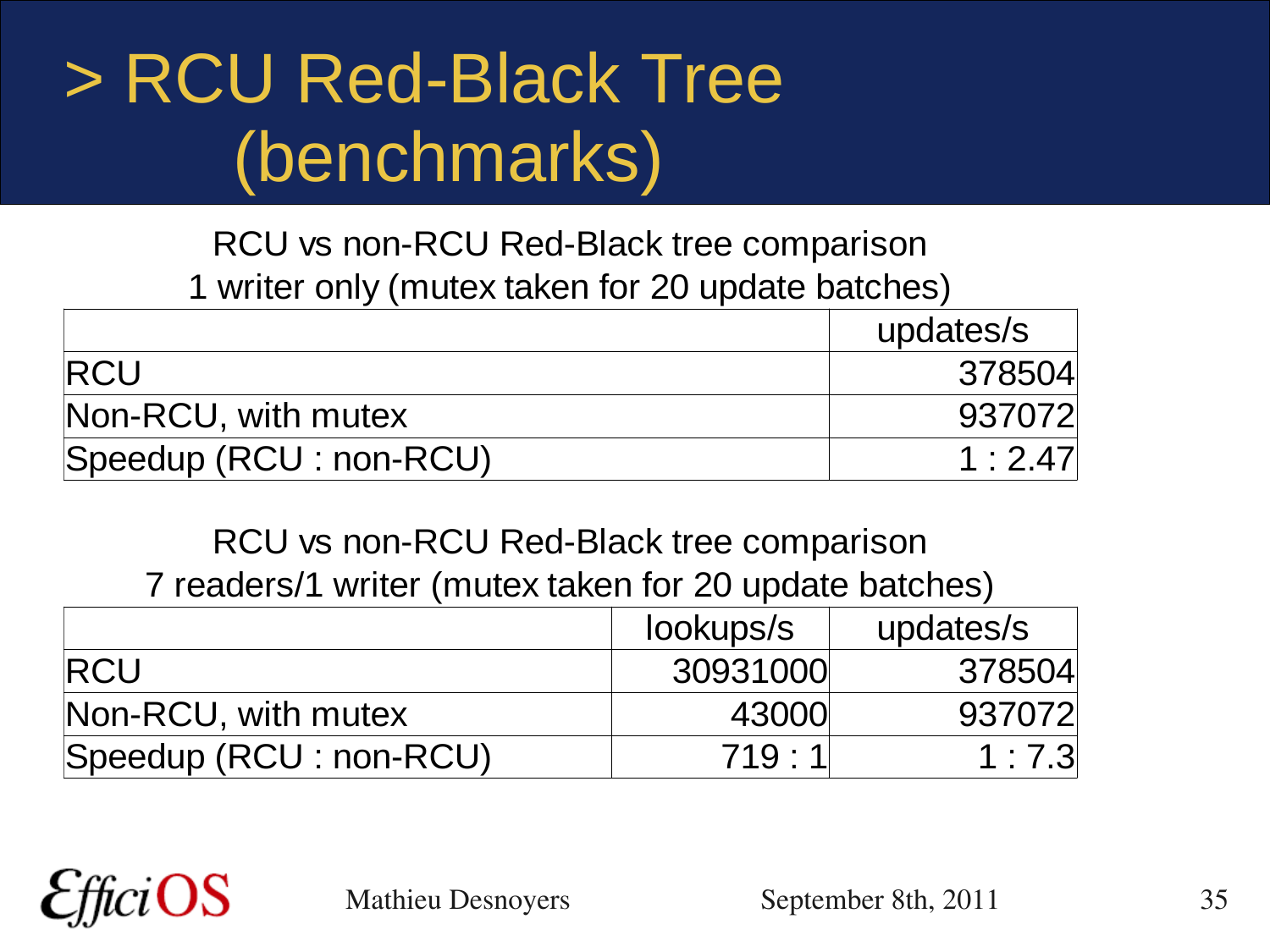# > RCU Red-Black Tree (benchmarks)

RCU vs non-RCU Red-Black tree comparison
1 writer only (mutex taken for 20 update batches)

| | updates/s |
|---|---|
| RCU | 378504 |
| Non-RCU, with mutex | 937072 |
| Speedup (RCU : non-RCU) | 1 : 2.47 |

RCU vs non-RCU Red-Black tree comparison
7 readers/1 writer (mutex taken for 20 update batches)

| | lookups/s | updates/s |
|---|---|---|
| RCU | 30931000 | 378504 |
| Non-RCU, with mutex | 43000 | 937072 |
| Speedup (RCU : non-RCU) | 719 : 1 | 1 : 7.3 |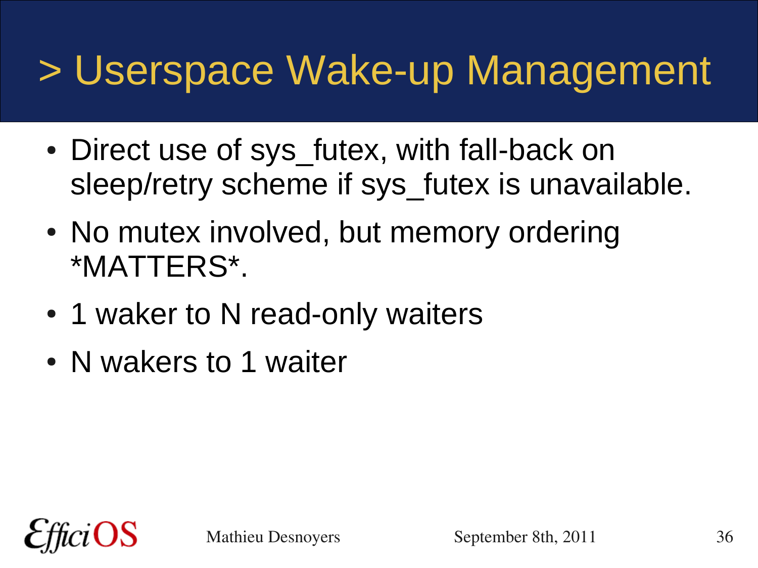# > Userspace Wake-up Management

- Direct use of sys_futex, with fall-back on sleep/retry scheme if sys_futex is unavailable.
- No mutex involved, but memory ordering *MATTERS*.
- 1 waker to N read-only waiters
- N wakers to 1 waiter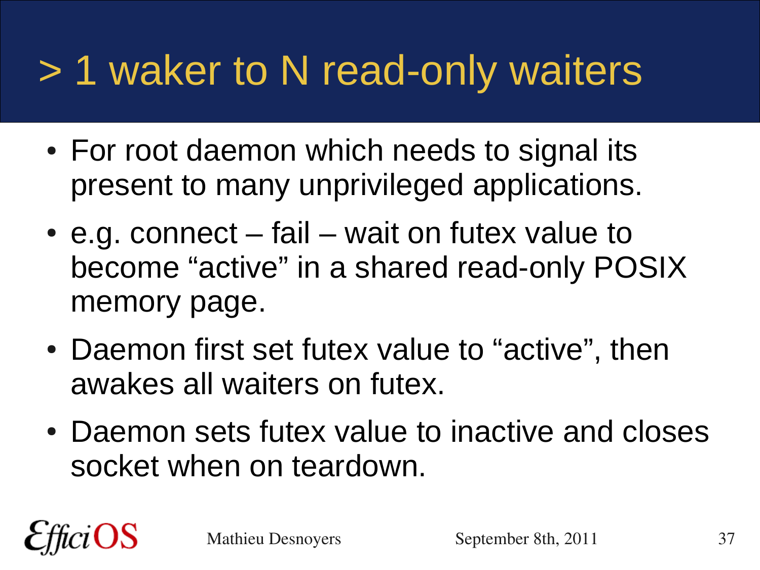# > 1 waker to N read-only waiters

- For root daemon which needs to signal its present to many unprivileged applications.
- e.g. connect – fail – wait on futex value to become “active” in a shared read-only POSIX memory page.
- Daemon first set futex value to “active”, then awakes all waiters on futex.
- Daemon sets futex value to inactive and closes socket when on teardown.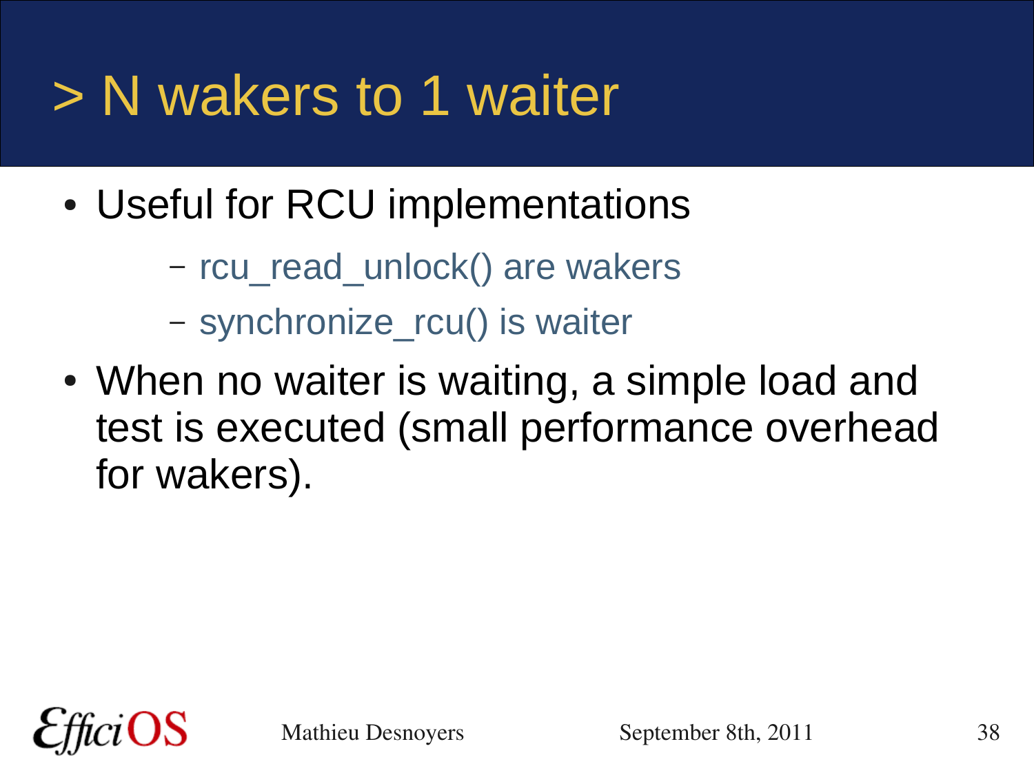# > N wakers to 1 waiter

- Useful for RCU implementations
  - rcu_read_unlock() are wakers
  - synchronize_rcu() is waiter
- When no waiter is waiting, a simple load and test is executed (small performance overhead for wakers).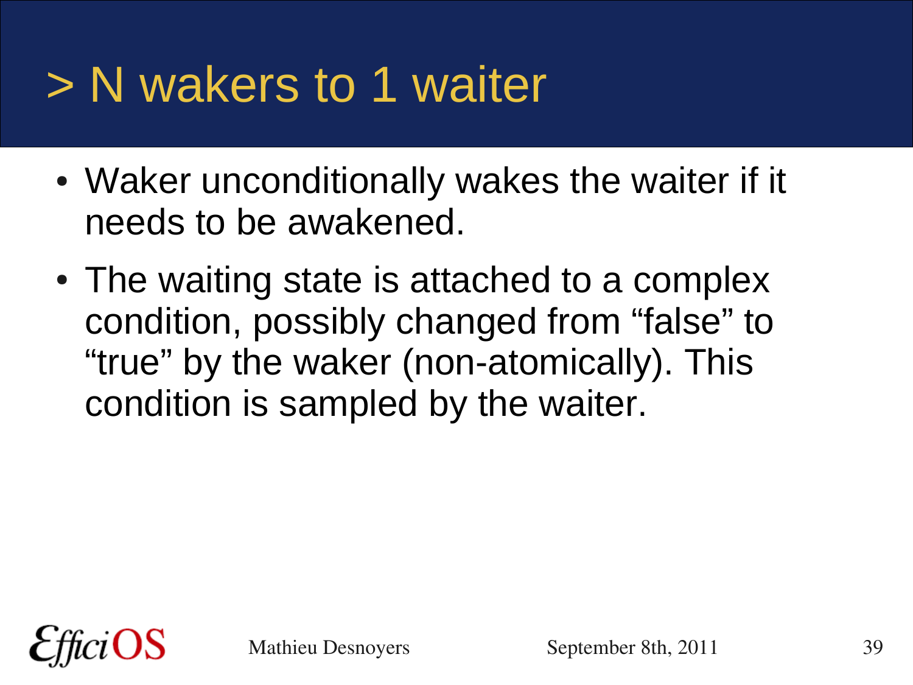# > N wakers to 1 waiter

- Waker unconditionally wakes the waiter if it needs to be awakened.
- The waiting state is attached to a complex condition, possibly changed from “false” to “true” by the waker (non-atomically). This condition is sampled by the waiter.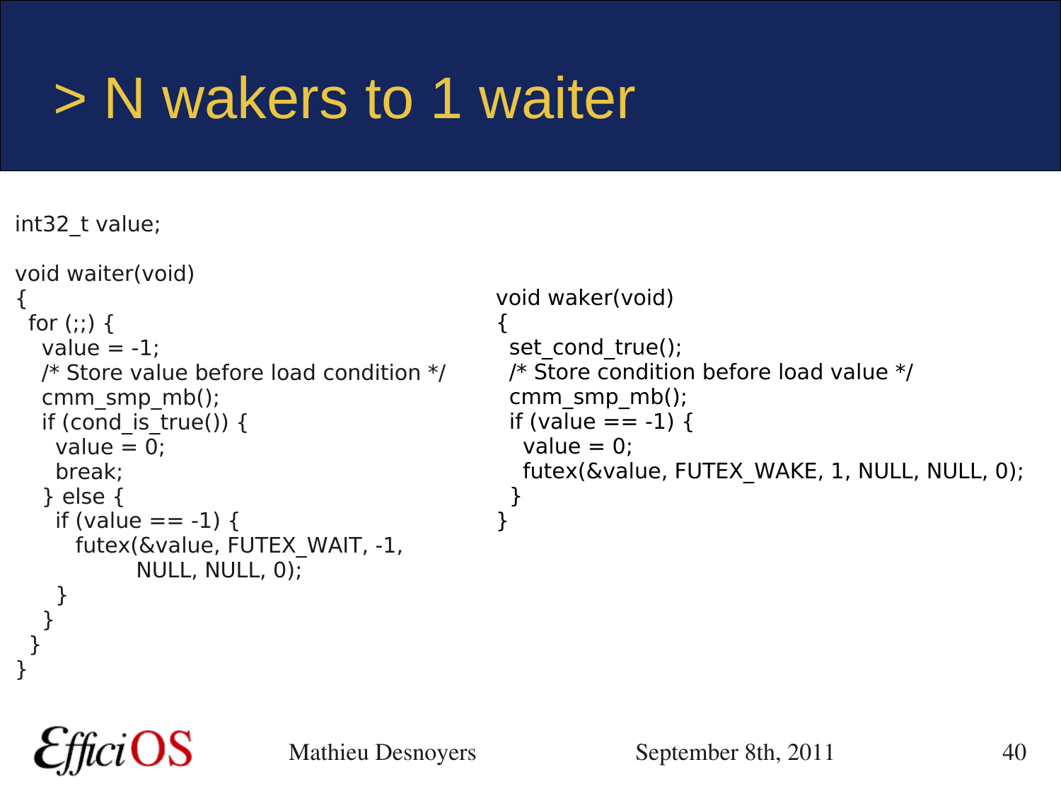# > N wakers to 1 waiter

```
int32_t value;

void waiter(void)
{
  for (;;) {
    value = -1;
    /* Store value before load condition */
    cmm_smp_mb();
    if (cond_is_true()) {
      value = 0;
      break;
    } else {
      if (value == -1) {
         futex(&value, FUTEX_WAIT, -1,
               NULL, NULL, 0);
      }
    }
  }
}
```

```
void waker(void)
{
  set_cond_true();
  /* Store condition before load value */
  cmm_smp_mb();
  if (value == -1) {
    value = 0;
    futex(&value, FUTEX_WAKE, 1, NULL, NULL, 0);
  }
}
```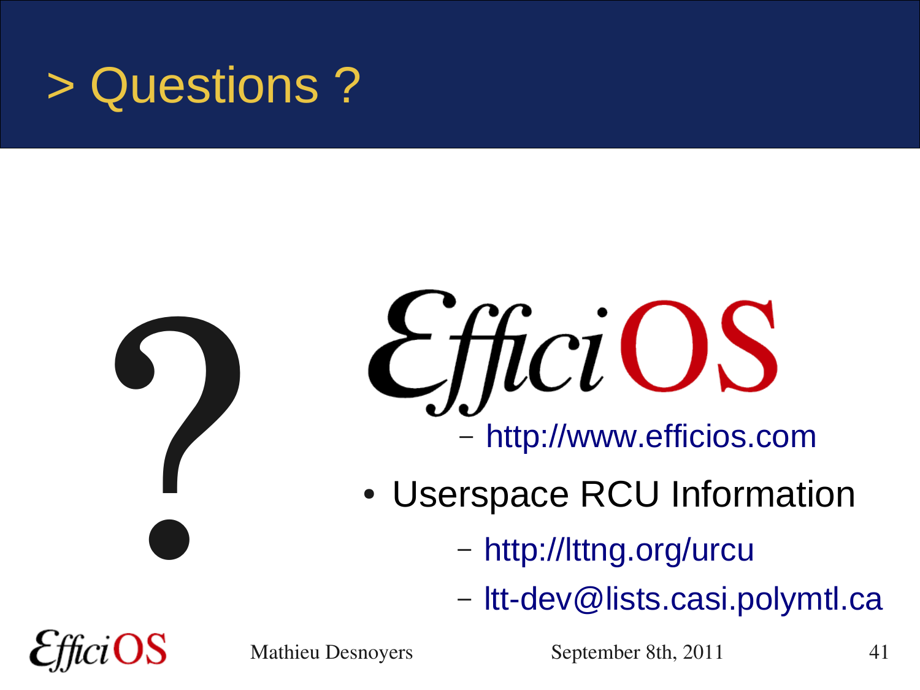# > Questions ?

?

EfficiOS

- http://www.efficios.com

- Userspace RCU Information
  - http://lttng.org/urcu
  - ltt-dev@lists.casi.polymtl.ca